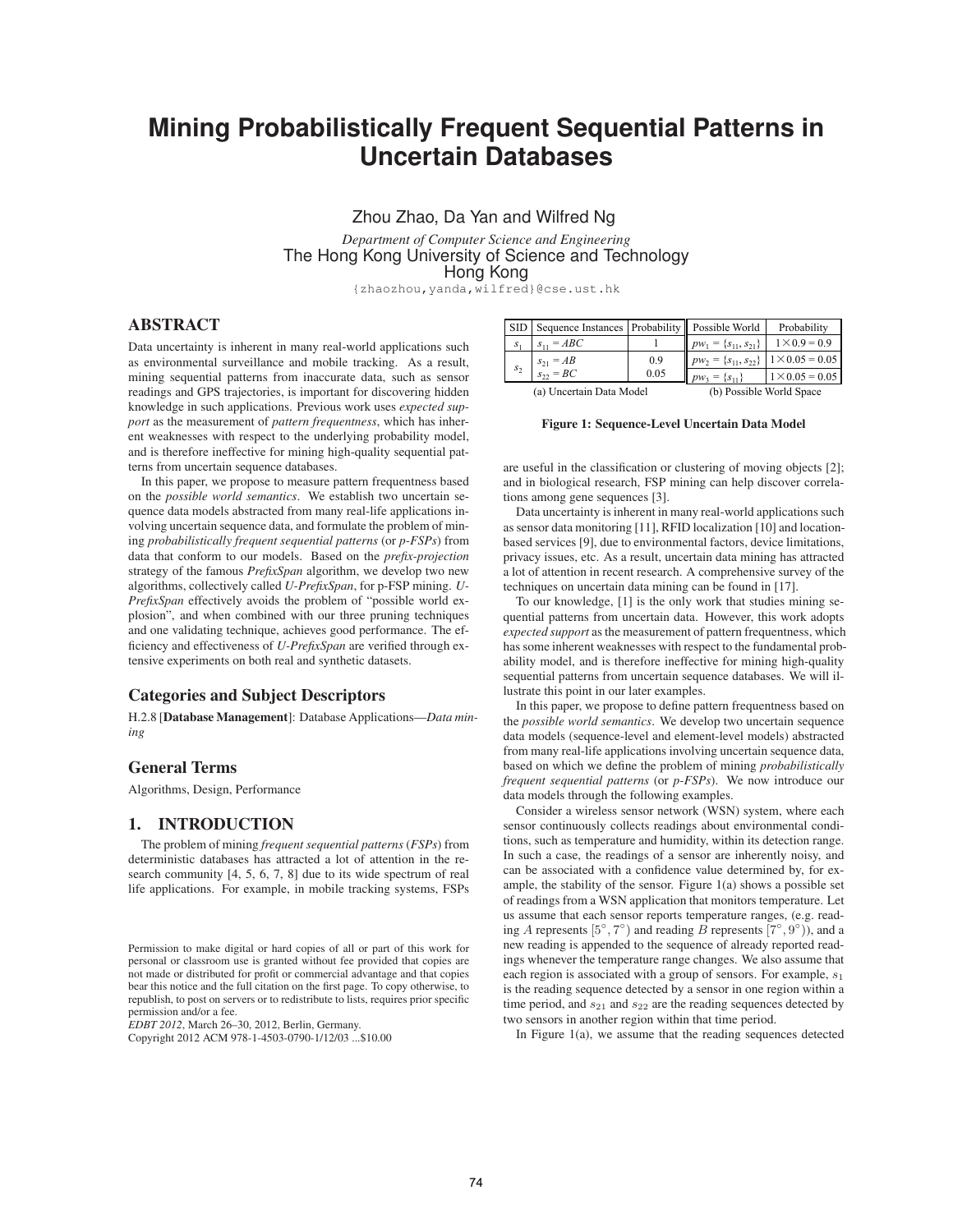# Mining Probabilistically Frequent Sequential Patterns in Uncertain Databases

Zhou Zhao, Da Yan and Wilfred Ng

*Department of Computer Science and Engineering*
The Hong Kong University of Science and Technology
Hong Kong
{zhaozhou,yanda,wilfred}@cse.ust.hk

## ABSTRACT

Data uncertainty is inherent in many real-world applications such as environmental surveillance and mobile tracking. As a result, mining sequential patterns from inaccurate data, such as sensor readings and GPS trajectories, is important for discovering hidden knowledge in such applications. Previous work uses *expected support* as the measurement of *pattern frequentness*, which has inherent weaknesses with respect to the underlying probability model, and is therefore ineffective for mining high-quality sequential patterns from uncertain sequence databases.

In this paper, we propose to measure pattern frequentness based on the *possible world semantics*. We establish two uncertain sequence data models abstracted from many real-life applications involving uncertain sequence data, and formulate the problem of mining *probabilistically frequent sequential patterns* (or *p-FSPs*) from data that conform to our models. Based on the *prefix-projection* strategy of the famous *PrefixSpan* algorithm, we develop two new algorithms, collectively called *U-PrefixSpan*, for p-FSP mining. *U-PrefixSpan* effectively avoids the problem of "possible world explosion", and when combined with our three pruning techniques and one validating technique, achieves good performance. The efficiency and effectiveness of *U-PrefixSpan* are verified through extensive experiments on both real and synthetic datasets.

## Categories and Subject Descriptors

H.2.8 [**Database Management**]: Database Applications—*Data mining*

## General Terms

Algorithms, Design, Performance

## 1. INTRODUCTION

The problem of mining *frequent sequential patterns* (*FSPs*) from deterministic databases has attracted a lot of attention in the research community [4, 5, 6, 7, 8] due to its wide spectrum of real life applications. For example, in mobile tracking systems, FSPs are useful in the classification or clustering of moving objects [2]; and in biological research, FSP mining can help discover correlations among gene sequences [3].

| SID | Sequence Instances | Probability |
|---|---|---|
| $s_1$ | $s_{11} = ABC$ | 1 |
| $s_2$ | $s_{21} = AB$ | 0.9 |
| | $s_{22} = BC$ | 0.05 |

(a) Uncertain Data Model

| Possible World | Probability |
|---|---|
| $pw_1 = \{s_{11}, s_{21}\}$ | $1 \times 0.9 = 0.9$ |
| $pw_2 = \{s_{11}, s_{22}\}$ | $1 \times 0.05 = 0.05$ |
| $pw_3 = \{s_{11}\}$ | $1 \times 0.05 = 0.05$ |

(b) Possible World Space

**Figure 1: Sequence-Level Uncertain Data Model**

Data uncertainty is inherent in many real-world applications such as sensor data monitoring [11], RFID localization [10] and location-based services [9], due to environmental factors, device limitations, privacy issues, etc. As a result, uncertain data mining has attracted a lot of attention in recent research. A comprehensive survey of the techniques on uncertain data mining can be found in [17].

To our knowledge, [1] is the only work that studies mining sequential patterns from uncertain data. However, this work adopts *expected support* as the measurement of pattern frequentness, which has some inherent weaknesses with respect to the fundamental probability model, and is therefore ineffective for mining high-quality sequential patterns from uncertain sequence databases. We will illustrate this point in our later examples.

In this paper, we propose to define pattern frequentness based on the *possible world semantics*. We develop two uncertain sequence data models (sequence-level and element-level models) abstracted from many real-life applications involving uncertain sequence data, based on which we define the problem of mining *probabilistically frequent sequential patterns* (or *p-FSPs*). We now introduce our data models through the following examples.

Consider a wireless sensor network (WSN) system, where each sensor continuously collects readings about environmental conditions, such as temperature and humidity, within its detection range. In such a case, the readings of a sensor are inherently noisy, and can be associated with a confidence value determined by, for example, the stability of the sensor. Figure 1(a) shows a possible set of readings from a WSN application that monitors temperature. Let us assume that each sensor reports temperature ranges, (e.g. reading $A$ represents $[5^\circ, 7^\circ)$ and reading $B$ represents $[7^\circ, 9^\circ)$), and a new reading is appended to the sequence of already reported readings whenever the temperature range changes. We also assume that each region is associated with a group of sensors. For example, $s_1$ is the reading sequence detected by a sensor in one region within a time period, and $s_{21}$ and $s_{22}$ are the reading sequences detected by two sensors in another region within that time period.

In Figure 1(a), we assume that the reading sequences detected

Permission to make digital or hard copies of all or part of this work for personal or classroom use is granted without fee provided that copies are not made or distributed for profit or commercial advantage and that copies bear this notice and the full citation on the first page. To copy otherwise, to republish, to post on servers or to redistribute to lists, requires prior specific permission and/or a fee.
*EDBT 2012*, March 26–30, 2012, Berlin, Germany.
Copyright 2012 ACM 978-1-4503-0790-1/12/03 ...$10.00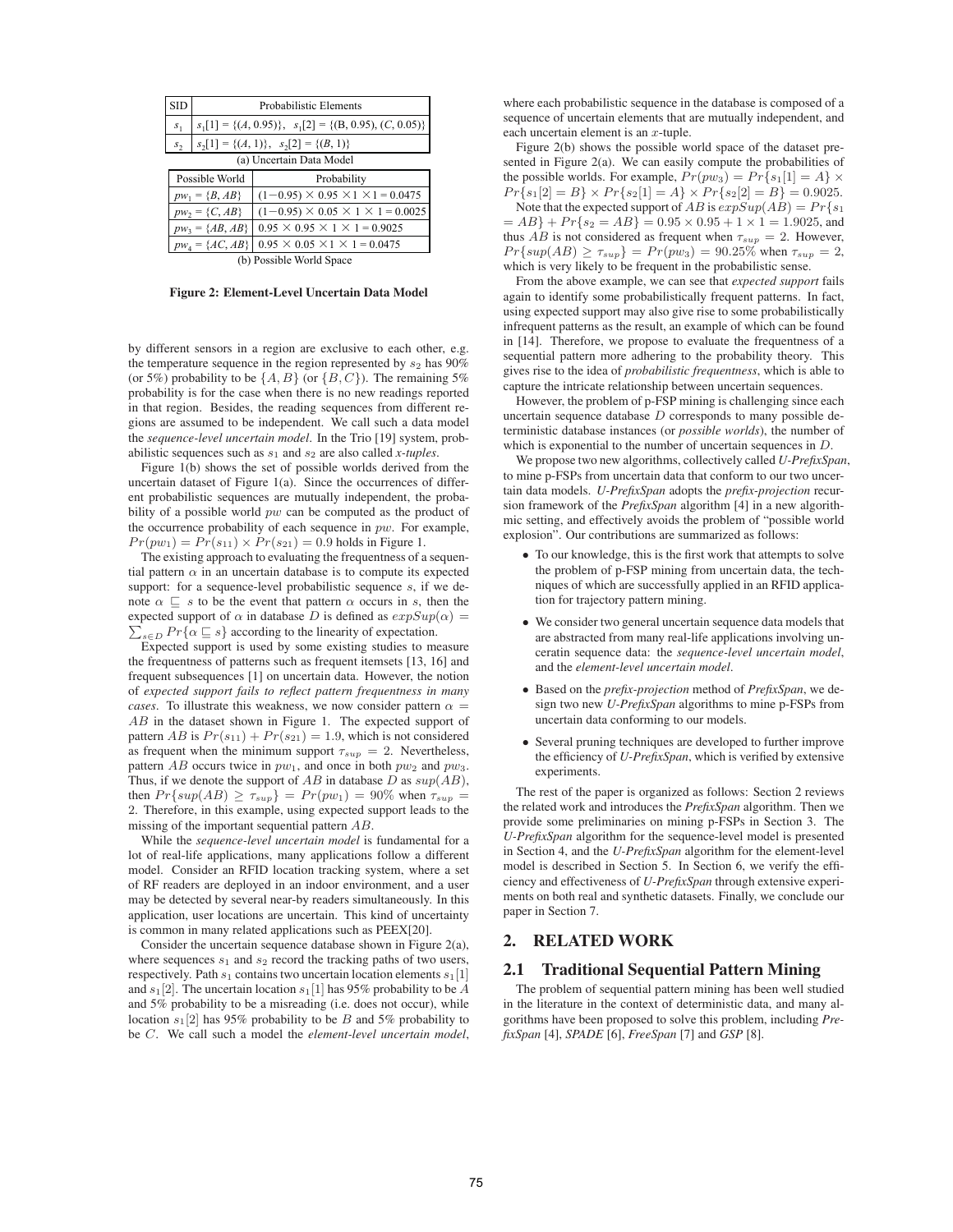| SID | Probabilistic Elements |
|---|---|
| $s_1$ | $s_1[1] = \{(A, 0.95)\}$, $s_1[2] = \{(B, 0.95), (C, 0.05)\}$ |
| $s_2$ | $s_2[1] = \{(A, 1)\}$, $s_2[2] = \{(B, 1)\}$ |

(a) Uncertain Data Model

| Possible World | Probability |
|---|---|
| $pw_1 = \{B, AB\}$ | $(1-0.95) \times 0.95 \times 1 \times 1 = 0.0475$ |
| $pw_2 = \{C, AB\}$ | $(1-0.95) \times 0.05 \times 1 \times 1 = 0.0025$ |
| $pw_3 = \{AB, AB\}$ | $0.95 \times 0.95 \times 1 \times 1 = 0.9025$ |
| $pw_4 = \{AC, AB\}$ | $0.95 \times 0.05 \times 1 \times 1 = 0.0475$ |

(b) Possible World Space

**Figure 2: Element-Level Uncertain Data Model**

by different sensors in a region are exclusive to each other, e.g. the temperature sequence in the region represented by $s_2$ has 90% (or 5%) probability to be $\{A, B\}$ (or $\{B, C\}$). The remaining 5% probability is for the case when there is no new readings reported in that region. Besides, the reading sequences from different regions are assumed to be independent. We call such a data model the *sequence-level uncertain model*. In the Trio [19] system, probabilistic sequences such as $s_1$ and $s_2$ are also called *x-tuples*.

Figure 1(b) shows the set of possible worlds derived from the uncertain dataset of Figure 1(a). Since the occurrences of different probabilistic sequences are mutually independent, the probability of a possible world $pw$ can be computed as the product of the occurrence probability of each sequence in $pw$. For example, $Pr(pw_1) = Pr(s_{11}) \times Pr(s_{21}) = 0.9$ holds in Figure 1.

The existing approach to evaluating the frequentness of a sequential pattern $\alpha$ in an uncertain database is to compute its expected support: for a sequence-level probabilistic sequence $s$, if we denote $\alpha \sqsubseteq s$ to be the event that pattern $\alpha$ occurs in $s$, then the expected support of $\alpha$ in database $D$ is defined as $expSup(\alpha) = \sum_{s \in D} Pr\{\alpha \sqsubseteq s\}$ according to the linearity of expectation.

Expected support is used by some existing studies to measure the frequentness of patterns such as frequent itemsets [13, 16] and frequent subsequences [1] on uncertain data. However, the notion of *expected support fails to reflect pattern frequentness in many cases*. To illustrate this weakness, we now consider pattern $\alpha = AB$ in the dataset shown in Figure 1. The expected support of pattern $AB$ is $Pr(s_{11}) + Pr(s_{21}) = 1.9$, which is not considered as frequent when the minimum support $\tau_{sup} = 2$. Nevertheless, pattern $AB$ occurs twice in $pw_1$, and once in both $pw_2$ and $pw_3$. Thus, if we denote the support of $AB$ in database $D$ as $sup(AB)$, then $Pr\{sup(AB) \geq \tau_{sup}\} = Pr(pw_1) = 90\%$ when $\tau_{sup} = 2$. Therefore, in this example, using expected support leads to the missing of the important sequential pattern $AB$.

While the *sequence-level uncertain model* is fundamental for a lot of real-life applications, many applications follow a different model. Consider an RFID location tracking system, where a set of RF readers are deployed in an indoor environment, and a user may be detected by several near-by readers simultaneously. In this application, user locations are uncertain. This kind of uncertainty is common in many related applications such as PEEX[20].

Consider the uncertain sequence database shown in Figure 2(a), where sequences $s_1$ and $s_2$ record the tracking paths of two users, respectively. Path $s_1$ contains two uncertain location elements $s_1[1]$ and $s_1[2]$. The uncertain location $s_1[1]$ has 95% probability to be $A$ and 5% probability to be a misreading (i.e. does not occur), while location $s_1[2]$ has 95% probability to be $B$ and 5% probability to be $C$. We call such a model the *element-level uncertain model*, where each probabilistic sequence in the database is composed of a sequence of uncertain elements that are mutually independent, and each uncertain element is an $x$-tuple.

Figure 2(b) shows the possible world space of the dataset presented in Figure 2(a). We can easily compute the probabilities of the possible worlds. For example, $Pr(pw_3) = Pr\{s_1[1] = A\} \times Pr\{s_1[2] = B\} \times Pr\{s_2[1] = A\} \times Pr\{s_2[2] = B\} = 0.9025$.

Note that the expected support of $AB$ is $expSup(AB) = Pr\{s_1 = AB\} + Pr\{s_2 = AB\} = 0.95 \times 0.95 + 1 \times 1 = 1.9025$, and thus $AB$ is not considered as frequent when $\tau_{sup} = 2$. However, $Pr\{sup(AB) \geq \tau_{sup}\} = Pr(pw_3) = 90.25\%$ when $\tau_{sup} = 2$, which is very likely to be frequent in the probabilistic sense.

From the above example, we can see that *expected support* fails again to identify some probabilistically frequent patterns. In fact, using expected support may also give rise to some probabilistically infrequent patterns as the result, an example of which can be found in [14]. Therefore, we propose to evaluate the frequentness of a sequential pattern more adhering to the probability theory. This gives rise to the idea of *probabilistic frequentness*, which is able to capture the intricate relationship between uncertain sequences.

However, the problem of p-FSP mining is challenging since each uncertain sequence database $D$ corresponds to many possible deterministic database instances (or *possible worlds*), the number of which is exponential to the number of uncertain sequences in $D$.

We propose two new algorithms, collectively called *U-PrefixSpan*, to mine p-FSPs from uncertain data that conform to our two uncertain data models. *U-PrefixSpan* adopts the *prefix-projection* recursion framework of the *PrefixSpan* algorithm [4] in a new algorithmic setting, and effectively avoids the problem of "possible world explosion". Our contributions are summarized as follows:

- To our knowledge, this is the first work that attempts to solve the problem of p-FSP mining from uncertain data, the techniques of which are successfully applied in an RFID application for trajectory pattern mining.
- We consider two general uncertain sequence data models that are abstracted from many real-life applications involving unceratin sequence data: the *sequence-level uncertain model*, and the *element-level uncertain model*.
- Based on the *prefix-projection* method of *PrefixSpan*, we design two new *U-PrefixSpan* algorithms to mine p-FSPs from uncertain data conforming to our models.
- Several pruning techniques are developed to further improve the efficiency of *U-PrefixSpan*, which is verified by extensive experiments.

The rest of the paper is organized as follows: Section 2 reviews the related work and introduces the *PrefixSpan* algorithm. Then we provide some preliminaries on mining p-FSPs in Section 3. The *U-PrefixSpan* algorithm for the sequence-level model is presented in Section 4, and the *U-PrefixSpan* algorithm for the element-level model is described in Section 5. In Section 6, we verify the efficiency and effectiveness of *U-PrefixSpan* through extensive experiments on both real and synthetic datasets. Finally, we conclude our paper in Section 7.

## 2. RELATED WORK

### 2.1 Traditional Sequential Pattern Mining

The problem of sequential pattern mining has been well studied in the literature in the context of deterministic data, and many algorithms have been proposed to solve this problem, including *PrefixSpan* [4], *SPADE* [6], *FreeSpan* [7] and *GSP* [8].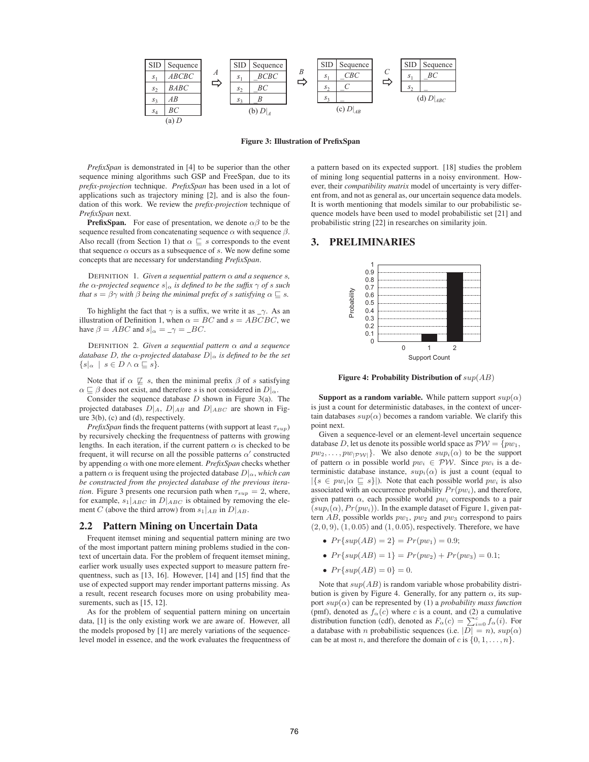| SID | Sequence |
|---|---|
| $s_1$ | *ABCBC* |
| $s_2$ | *BABC* |
| $s_3$ | *AB* |
| $s_4$ | *BC* |

(a) $D$

$\xrightarrow{A}$

| SID | Sequence |
|---|---|
| $s_1$ | _*BCBC* |
| $s_2$ | _*BC* |
| $s_3$ | _*B* |

(b) $D|_A$

$\xrightarrow{B}$

| SID | Sequence |
|---|---|
| $s_1$ | _*CBC* |
| $s_2$ | _*C* |
| $s_3$ | _ |

(c) $D|_{AB}$

$\xrightarrow{C}$

| SID | Sequence |
|---|---|
| $s_1$ | _*BC* |
| $s_2$ | _ |

(d) $D|_{ABC}$

**Figure 3: Illustration of PrefixSpan**

*PrefixSpan* is demonstrated in [4] to be superior than the other sequence mining algorithms such GSP and FreeSpan, due to its *prefix-projection* technique. *PrefixSpan* has been used in a lot of applications such as trajectory mining [2], and is also the foundation of this work. We review the *prefix-projection* technique of *PrefixSpan* next.

**PrefixSpan.** For ease of presentation, we denote $\alpha\beta$ to be the sequence resulted from concatenating sequence $\alpha$ with sequence $\beta$. Also recall (from Section 1) that $\alpha \sqsubseteq s$ corresponds to the event that sequence $\alpha$ occurs as a subsequence of $s$. We now define some concepts that are necessary for understanding *PrefixSpan*.

DEFINITION 1. *Given a sequential pattern $\alpha$ and a sequence $s$, the $\alpha$-projected sequence $s|_\alpha$ is defined to be the suffix $\gamma$ of $s$ such that $s = \beta\gamma$ with $\beta$ being the minimal prefix of $s$ satisfying $\alpha \sqsubseteq s$.*

To highlight the fact that $\gamma$ is a suffix, we write it as $\_\gamma$. As an illustration of Definition 1, when $\alpha = BC$ and $s = ABCBC$, we have $\beta = ABC$ and $s|_\alpha = \_\gamma = \_BC$.

DEFINITION 2. *Given a sequential pattern $\alpha$ and a sequence database $D$, the $\alpha$-projected database $D|_\alpha$ is defined to be the set $\{s|_\alpha \mid s \in D \wedge \alpha \sqsubseteq s\}$.*

Note that if $\alpha \not\sqsubseteq s$, then the minimal prefix $\beta$ of $s$ satisfying $\alpha \sqsubseteq \beta$ does not exist, and therefore $s$ is not considered in $D|_\alpha$.

Consider the sequence database $D$ shown in Figure 3(a). The projected databases $D|_A$, $D|_{AB}$ and $D|_{ABC}$ are shown in Figure 3(b), (c) and (d), respectively.

*PrefixSpan* finds the frequent patterns (with support at least $\tau_{sup}$) by recursively checking the frequentness of patterns with growing lengths. In each iteration, if the current pattern $\alpha$ is checked to be frequent, it will recurse on all the possible patterns $\alpha'$ constructed by appending $\alpha$ with one more element. *PrefixSpan* checks whether a pattern $\alpha$ is frequent using the projected database $D|_\alpha$, *which can be constructed from the projected database of the previous iteration*. Figure 3 presents one recursion path when $\tau_{sup} = 2$, where, for example, $s_1|_{ABC}$ in $D|_{ABC}$ is obtained by removing the element $C$ (above the third arrow) from $s_1|_{AB}$ in $D|_{AB}$.

## 2.2 Pattern Mining on Uncertain Data

Frequent itemset mining and sequential pattern mining are two of the most important pattern mining problems studied in the context of uncertain data. For the problem of frequent itemset mining, earlier work usually uses expected support to measure pattern frequentness, such as [13, 16]. However, [14] and [15] find that the use of expected support may render important patterns missing. As a result, recent research focuses more on using probability measurements, such as [15, 12].

As for the problem of sequential pattern mining on uncertain data, [1] is the only existing work we are aware of. However, all the models proposed by [1] are merely variations of the sequence-level model in essence, and the work evaluates the frequentness of a pattern based on its expected support. [18] studies the problem of mining long sequential patterns in a noisy environment. However, their *compatibility matrix* model of uncertainty is very different from, and not as general as, our uncertain sequence data models. It is worth mentioning that models similar to our probabilistic sequence models have been used to model probabilistic set [21] and probabilistic string [22] in researches on similarity join.

# 3. PRELIMINARIES

| Support Count | Probability |
|---|---|
| 0 | 0 |
| 1 | 0.1 |
| 2 | 0.9 |

**Figure 4: Probability Distribution of $sup(AB)$**

**Support as a random variable.** While pattern support $sup(\alpha)$ is just a count for deterministic databases, in the context of uncertain databases $sup(\alpha)$ becomes a random variable. We clarify this point next.

Given a sequence-level or an element-level uncertain sequence database $D$, let us denote its possible world space as $\mathcal{PW} = \{pw_1, pw_2, \ldots, pw_{|\mathcal{PW}|}\}$. We also denote $sup_i(\alpha)$ to be the support of pattern $\alpha$ in possible world $pw_i \in \mathcal{PW}$. Since $pw_i$ is a deterministic database instance, $sup_i(\alpha)$ is just a count (equal to $|\{s \in pw_i | \alpha \sqsubseteq s\}|$). Note that each possible world $pw_i$ is also associated with an occurrence probability $Pr(pw_i)$, and therefore, given pattern $\alpha$, each possible world $pw_i$ corresponds to a pair $(sup_i(\alpha), Pr(pw_i))$. In the example dataset of Figure 1, given pattern $AB$, possible worlds $pw_1$, $pw_2$ and $pw_3$ correspond to pairs $(2, 0, 9)$, $(1, 0.05)$ and $(1, 0.05)$, respectively. Therefore, we have

- $Pr\{sup(AB) = 2\} = Pr(pw_1) = 0.9$;
- $Pr\{sup(AB) = 1\} = Pr(pw_2) + Pr(pw_3) = 0.1$;
- $Pr\{sup(AB) = 0\} = 0$.

Note that $sup(AB)$ is random variable whose probability distribution is given by Figure 4. Generally, for any pattern $\alpha$, its support $sup(\alpha)$ can be represented by (1) a *probability mass function* (pmf), denoted as $f_\alpha(c)$ where $c$ is a count, and (2) a cumulative distribution function (cdf), denoted as $F_\alpha(c) = \sum_{i=0}^{c} f_\alpha(i)$. For a database with $n$ probabilistic sequences (i.e. $|D| = n$), $sup(\alpha)$ can be at most $n$, and therefore the domain of $c$ is $\{0, 1, \ldots, n\}$.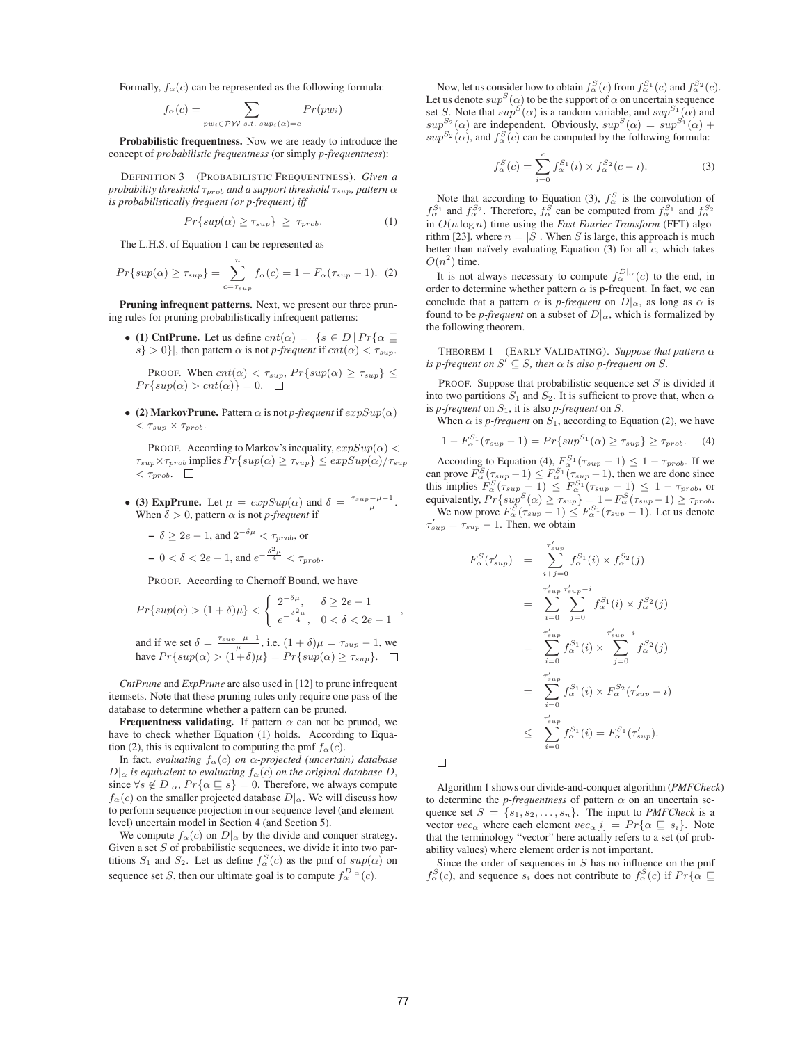Formally, $f_\alpha(c)$ can be represented as the following formula:

$$f_\alpha(c) = \sum_{pw_i \in \mathcal{PW} \ s.t.\ sup_i(\alpha)=c} Pr(pw_i)$$

**Probabilistic frequentness.** Now we are ready to introduce the concept of *probabilistic frequentness* (or simply *p-frequentness*):

DEFINITION 3 (PROBABILISTIC FREQUENTNESS). *Given a probability threshold $\tau_{prob}$ and a support threshold $\tau_{sup}$, pattern $\alpha$ is probabilistically frequent (or p-frequent) iff*

$$Pr\{sup(\alpha) \geq \tau_{sup}\} \ \geq \ \tau_{prob}. \tag{1}$$

The L.H.S. of Equation 1 can be represented as

$$Pr\{sup(\alpha) \geq \tau_{sup}\} = \sum_{c=\tau_{sup}}^{n} f_\alpha(c) = 1 - F_\alpha(\tau_{sup} - 1). \tag{2}$$

**Pruning infrequent patterns.** Next, we present our three pruning rules for pruning probabilistically infrequent patterns:

- **(1) CntPrune.** Let us define $cnt(\alpha) = |\{s \in D \,|\, Pr\{\alpha \sqsubseteq s\} > 0\}|$, then pattern $\alpha$ is not *p-frequent* if $cnt(\alpha) < \tau_{sup}$.

  PROOF. When $cnt(\alpha) < \tau_{sup}$, $Pr\{sup(\alpha) \geq \tau_{sup}\} \leq Pr\{sup(\alpha) > cnt(\alpha)\} = 0$. □

- **(2) MarkovPrune.** Pattern $\alpha$ is not *p-frequent* if $expSup(\alpha) < \tau_{sup} \times \tau_{prob}$.

  PROOF. According to Markov's inequality, $expSup(\alpha) < \tau_{sup} \times \tau_{prob}$ implies $Pr\{sup(\alpha) \geq \tau_{sup}\} \leq expSup(\alpha)/\tau_{sup} < \tau_{prob}$. □

- **(3) ExpPrune.** Let $\mu = expSup(\alpha)$ and $\delta = \frac{\tau_{sup} - \mu - 1}{\mu}$. When $\delta > 0$, pattern $\alpha$ is not *p-frequent* if

  - $\delta \geq 2e - 1$, and $2^{-\delta\mu} < \tau_{prob}$, or
  - $0 < \delta < 2e - 1$, and $e^{-\frac{\delta^2 \mu}{4}} < \tau_{prob}$.

  PROOF. According to Chernoff Bound, we have

  $$Pr\{sup(\alpha) > (1+\delta)\mu\} < \begin{cases} 2^{-\delta\mu}, & \delta \geq 2e - 1 \\ e^{-\frac{\delta^2\mu}{4}}, & 0 < \delta < 2e - 1 \end{cases},$$

  and if we set $\delta = \frac{\tau_{sup} - \mu - 1}{\mu}$, i.e. $(1+\delta)\mu = \tau_{sup} - 1$, we have $Pr\{sup(\alpha) > (1+\delta)\mu\} = Pr\{sup(\alpha) \geq \tau_{sup}\}$. □

*CntPrune* and *ExpPrune* are also used in [12] to prune infrequent itemsets. Note that these pruning rules only require one pass of the database to determine whether a pattern can be pruned.

**Frequentness validating.** If pattern $\alpha$ can not be pruned, we have to check whether Equation (1) holds. According to Equation (2), this is equivalent to computing the pmf $f_\alpha(c)$.

In fact, *evaluating $f_\alpha(c)$ on $\alpha$-projected (uncertain) database $D|_\alpha$ is equivalent to evaluating $f_\alpha(c)$ on the original database $D$*, since $\forall s \notin D|_\alpha$, $Pr\{\alpha \sqsubseteq s\} = 0$. Therefore, we always compute $f_\alpha(c)$ on the smaller projected database $D|_\alpha$. We will discuss how to perform sequence projection in our sequence-level (and element-level) uncertain model in Section 4 (and Section 5).

We compute $f_\alpha(c)$ on $D|_\alpha$ by the divide-and-conquer strategy. Given a set $S$ of probabilistic sequences, we divide it into two partitions $S_1$ and $S_2$. Let us define $f_\alpha^S(c)$ as the pmf of $sup(\alpha)$ on sequence set $S$, then our ultimate goal is to compute $f_\alpha^{D|_\alpha}(c)$.

Now, let us consider how to obtain $f_\alpha^S(c)$ from $f_\alpha^{S_1}(c)$ and $f_\alpha^{S_2}(c)$. Let us denote $sup^S(\alpha)$ to be the support of $\alpha$ on uncertain sequence set $S$. Note that $sup^S(\alpha)$ is a random variable, and $sup^{S_1}(\alpha)$ and $sup^{S_2}(\alpha)$ are independent. Obviously, $sup^S(\alpha) = sup^{S_1}(\alpha) + sup^{S_2}(\alpha)$, and $f_\alpha^S(c)$ can be computed by the following formula:

$$f_\alpha^S(c) = \sum_{i=0}^{c} f_\alpha^{S_1}(i) \times f_\alpha^{S_2}(c - i). \tag{3}$$

Note that according to Equation (3), $f_\alpha^S$ is the convolution of $f_\alpha^{S_1}$ and $f_\alpha^{S_2}$. Therefore, $f_\alpha^S$ can be computed from $f_\alpha^{S_1}$ and $f_\alpha^{S_2}$ in $O(n \log n)$ time using the *Fast Fourier Transform* (FFT) algorithm [23], where $n = |S|$. When $S$ is large, this approach is much better than naïvely evaluating Equation (3) for all $c$, which takes $O(n^2)$ time.

It is not always necessary to compute $f_\alpha^{D|_\alpha}(c)$ to the end, in order to determine whether pattern $\alpha$ is p-frequent. In fact, we can conclude that a pattern $\alpha$ is *p-frequent* on $D|_\alpha$, as long as $\alpha$ is found to be *p-frequent* on a subset of $D|_\alpha$, which is formalized by the following theorem.

THEOREM 1 (EARLY VALIDATING). *Suppose that pattern $\alpha$ is p-frequent on $S' \subseteq S$, then $\alpha$ is also p-frequent on $S$.*

PROOF. Suppose that probabilistic sequence set $S$ is divided it into two partitions $S_1$ and $S_2$. It is sufficient to prove that, when $\alpha$ is *p-frequent* on $S_1$, it is also *p-frequent* on $S$.

When $\alpha$ is *p-frequent* on $S_1$, according to Equation (2), we have

$$1 - F_\alpha^{S_1}(\tau_{sup} - 1) = Pr\{sup^{S_1}(\alpha) \geq \tau_{sup}\} \geq \tau_{prob}. \tag{4}$$

According to Equation (4), $F_\alpha^{S_1}(\tau_{sup} - 1) \leq 1 - \tau_{prob}$. If we can prove $F_\alpha^S(\tau_{sup} - 1) \leq F_\alpha^{S_1}(\tau_{sup} - 1)$, then we are done since this implies $F_\alpha^S(\tau_{sup} - 1) \leq F_\alpha^{S_1}(\tau_{sup} - 1) \leq 1 - \tau_{prob}$, or equivalently, $Pr\{sup^S(\alpha) \geq \tau_{sup}\} = 1 - F_\alpha^S(\tau_{sup} - 1) \geq \tau_{prob}$.

We now prove $F_\alpha^S(\tau_{sup} - 1) \leq F_\alpha^{S_1}(\tau_{sup} - 1)$. Let us denote $\tau'_{sup} = \tau_{sup} - 1$. Then, we obtain

$$\begin{aligned}
F_\alpha^S(\tau'_{sup}) &= \sum_{i+j=0}^{\tau'_{sup}} f_\alpha^{S_1}(i) \times f_\alpha^{S_2}(j) \\
&= \sum_{i=0}^{\tau'_{sup}} \sum_{j=0}^{\tau'_{sup}-i} f_\alpha^{S_1}(i) \times f_\alpha^{S_2}(j) \\
&= \sum_{i=0}^{\tau'_{sup}} f_\alpha^{S_1}(i) \times \sum_{j=0}^{\tau'_{sup}-i} f_\alpha^{S_2}(j) \\
&= \sum_{i=0}^{\tau'_{sup}} f_\alpha^{S_1}(i) \times F_\alpha^{S_2}(\tau'_{sup} - i) \\
&\leq \sum_{i=0}^{\tau'_{sup}} f_\alpha^{S_1}(i) = F_\alpha^{S_1}(\tau'_{sup}).
\end{aligned}$$

□

Algorithm 1 shows our divide-and-conquer algorithm (*PMFCheck*) to determine the *p-frequentness* of pattern $\alpha$ on an uncertain sequence set $S = \{s_1, s_2, \ldots, s_n\}$. The input to *PMFCheck* is a vector $vec_\alpha$ where each element $vec_\alpha[i] = Pr\{\alpha \sqsubseteq s_i\}$. Note that the terminology "vector" here actually refers to a set (of probability values) where element order is not important.

Since the order of sequences in $S$ has no influence on the pmf $f_\alpha^S(c)$, and sequence $s_i$ does not contribute to $f_\alpha^S(c)$ if $Pr\{\alpha \sqsubseteq$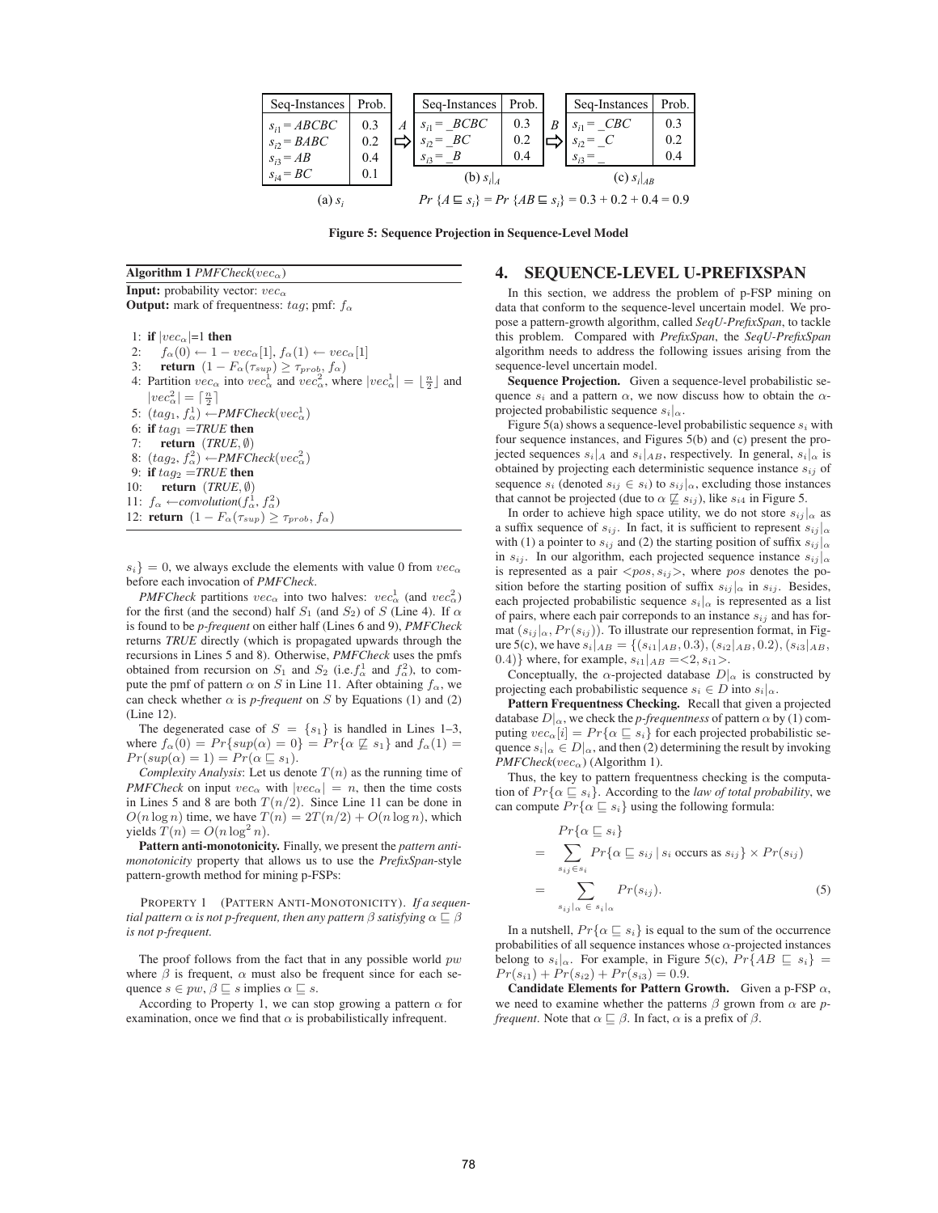| Seq-Instances | Prob. |
|---|---|
| $s_{i1}$ = *ABCBC* | 0.3 |
| $s_{i2}$ = *BABC* | 0.2 |
| $s_{i3}$ = *AB* | 0.4 |
| $s_{i4}$ = *BC* | 0.1 |

(a) $s_i$

$\xrightarrow{A}$

| Seq-Instances | Prob. |
|---|---|
| $s_{i1}$ = _*BCBC* | 0.3 |
| $s_{i2}$ = _*BC* | 0.2 |
| $s_{i3}$ = _*B* | 0.4 |

(b) $s_i|_A$

$\xrightarrow{B}$

| Seq-Instances | Prob. |
|---|---|
| $s_{i1}$ = _*CBC* | 0.3 |
| $s_{i2}$ = _*C* | 0.2 |
| $s_{i3}$ = _ | 0.4 |

(c) $s_i|_{AB}$

$Pr\{A \sqsubseteq s_i\} = Pr\{AB \sqsubseteq s_i\} = 0.3 + 0.2 + 0.4 = 0.9$

**Figure 5: Sequence Projection in Sequence-Level Model**

**Algorithm 1** *PMFCheck*($vec_\alpha$)

**Input:** probability vector: $vec_\alpha$
**Output:** mark of frequentness: $tag$; pmf: $f_\alpha$

```
1: if |vec_α|=1 then
2:     f_α(0) ← 1 − vec_α[1], f_α(1) ← vec_α[1]
3:     return (1 − F_α(τ_sup) ≥ τ_prob, f_α)
4: Partition vec_α into vec_α^1 and vec_α^2, where |vec_α^1| = ⌊n/2⌋ and
   |vec_α^2| = ⌈n/2⌉
5: (tag_1, f_α^1) ← PMFCheck(vec_α^1)
6: if tag_1 = TRUE then
7:     return (TRUE, ∅)
8: (tag_2, f_α^2) ← PMFCheck(vec_α^2)
9: if tag_2 = TRUE then
10:    return (TRUE, ∅)
11: f_α ← convolution(f_α^1, f_α^2)
12: return (1 − F_α(τ_sup) ≥ τ_prob, f_α)
```

$s_i\} = 0$, we always exclude the elements with value 0 from $vec_\alpha$ before each invocation of *PMFCheck*.

*PMFCheck* partitions $vec_\alpha$ into two halves: $vec_\alpha^1$ (and $vec_\alpha^2$) for the first (and the second) half $S_1$ (and $S_2$) of $S$ (Line 4). If $\alpha$ is found to be *p-frequent* on either half (Lines 6 and 9), *PMFCheck* returns *TRUE* directly (which is propagated upwards through the recursions in Lines 5 and 8). Otherwise, *PMFCheck* uses the pmfs obtained from recursion on $S_1$ and $S_2$ (i.e. $f_\alpha^1$ and $f_\alpha^2$), to compute the pmf of pattern $\alpha$ on $S$ in Line 11. After obtaining $f_\alpha$, we can check whether $\alpha$ is *p-frequent* on $S$ by Equations (1) and (2) (Line 12).

The degenerated case of $S = \{s_1\}$ is handled in Lines 1–3, where $f_\alpha(0) = Pr\{sup(\alpha) = 0\} = Pr\{\alpha \not\sqsubseteq s_1\}$ and $f_\alpha(1) = Pr(sup(\alpha) = 1) = Pr(\alpha \sqsubseteq s_1)$.

*Complexity Analysis*: Let us denote $T(n)$ as the running time of *PMFCheck* on input $vec_\alpha$ with $|vec_\alpha| = n$, then the time costs in Lines 5 and 8 are both $T(n/2)$. Since Line 11 can be done in $O(n \log n)$ time, we have $T(n) = 2T(n/2) + O(n \log n)$, which yields $T(n) = O(n \log^2 n)$.

**Pattern anti-monotonicity.** Finally, we present the *pattern anti-monotonicity* property that allows us to use the *PrefixSpan*-style pattern-growth method for mining p-FSPs:

PROPERTY 1 (PATTERN ANTI-MONOTONICITY). *If a sequential pattern $\alpha$ is not p-frequent, then any pattern $\beta$ satisfying $\alpha \sqsubseteq \beta$ is not p-frequent.*

The proof follows from the fact that in any possible world $pw$ where $\beta$ is frequent, $\alpha$ must also be frequent since for each sequence $s \in pw$, $\beta \sqsubseteq s$ implies $\alpha \sqsubseteq s$.

According to Property 1, we can stop growing a pattern $\alpha$ for examination, once we find that $\alpha$ is probabilistically infrequent.

## 4. SEQUENCE-LEVEL U-PREFIXSPAN

In this section, we address the problem of p-FSP mining on data that conform to the sequence-level uncertain model. We propose a pattern-growth algorithm, called *SeqU-PrefixSpan*, to tackle this problem. Compared with *PrefixSpan*, the *SeqU-PrefixSpan* algorithm needs to address the following issues arising from the sequence-level uncertain model.

**Sequence Projection.** Given a sequence-level probabilistic sequence $s_i$ and a pattern $\alpha$, we now discuss how to obtain the $\alpha$-projected probabilistic sequence $s_i|_\alpha$.

Figure 5(a) shows a sequence-level probabilistic sequence $s_i$ with four sequence instances, and Figures 5(b) and (c) present the projected sequences $s_i|_A$ and $s_i|_{AB}$, respectively. In general, $s_i|_\alpha$ is obtained by projecting each deterministic sequence instance $s_{ij}$ of sequence $s_i$ (denoted $s_{ij} \in s_i$) to $s_{ij}|_\alpha$, excluding those instances that cannot be projected (due to $\alpha \not\sqsubseteq s_{ij}$), like $s_{i4}$ in Figure 5.

In order to achieve high space utility, we do not store $s_{ij}|_\alpha$ as a suffix sequence of $s_{ij}$. In fact, it is sufficient to represent $s_{ij}|_\alpha$ with (1) a pointer to $s_{ij}$ and (2) the starting position of suffix $s_{ij}|_\alpha$ in $s_{ij}$. In our algorithm, each projected sequence instance $s_{ij}|_\alpha$ is represented as a pair $<pos, s_{ij}>$, where $pos$ denotes the position before the starting position of suffix $s_{ij}|_\alpha$ in $s_{ij}$. Besides, each projected probabilistic sequence $s_i|_\alpha$ is represented as a list of pairs, where each pair correponds to an instance $s_{ij}$ and has format $(s_{ij}|_\alpha, Pr(s_{ij}))$. To illustrate our represention format, in Figure 5(c), we have $s_i|_{AB} = \{(s_{i1}|_{AB}, 0.3), (s_{i2}|_{AB}, 0.2), (s_{i3}|_{AB}, 0.4)\}$ where, for example, $s_{i1}|_{AB} = <2, s_{i1}>$.

Conceptually, the $\alpha$-projected database $D|_\alpha$ is constructed by projecting each probabilistic sequence $s_i \in D$ into $s_i|_\alpha$.

**Pattern Frequentness Checking.** Recall that given a projected database $D|_\alpha$, we check the *p-frequentness* of pattern $\alpha$ by (1) computing $vec_\alpha[i] = Pr\{\alpha \sqsubseteq s_i\}$ for each projected probabilistic sequence $s_i|_\alpha \in D|_\alpha$, and then (2) determining the result by invoking *PMFCheck*($vec_\alpha$) (Algorithm 1).

Thus, the key to pattern frequentness checking is the computation of $Pr\{\alpha \sqsubseteq s_i\}$. According to the *law of total probability*, we can compute $Pr\{\alpha \sqsubseteq s_i\}$ using the following formula:

$$
\begin{aligned}
& Pr\{\alpha \sqsubseteq s_i\} \\
= & \sum_{s_{ij} \in s_i} Pr\{\alpha \sqsubseteq s_{ij} \mid s_i \text{ occurs as } s_{ij}\} \times Pr(s_{ij}) \\
= & \sum_{s_{ij}|_\alpha \in s_i|_\alpha} Pr(s_{ij}). \qquad (5)
\end{aligned}
$$

In a nutshell, $Pr\{\alpha \sqsubseteq s_i\}$ is equal to the sum of the occurrence probabilities of all sequence instances whose $\alpha$-projected instances belong to $s_i|_\alpha$. For example, in Figure 5(c), $Pr\{AB \sqsubseteq s_i\} = Pr(s_{i1}) + Pr(s_{i2}) + Pr(s_{i3}) = 0.9$.

**Candidate Elements for Pattern Growth.** Given a p-FSP $\alpha$, we need to examine whether the patterns $\beta$ grown from $\alpha$ are *p-frequent*. Note that $\alpha \sqsubseteq \beta$. In fact, $\alpha$ is a prefix of $\beta$.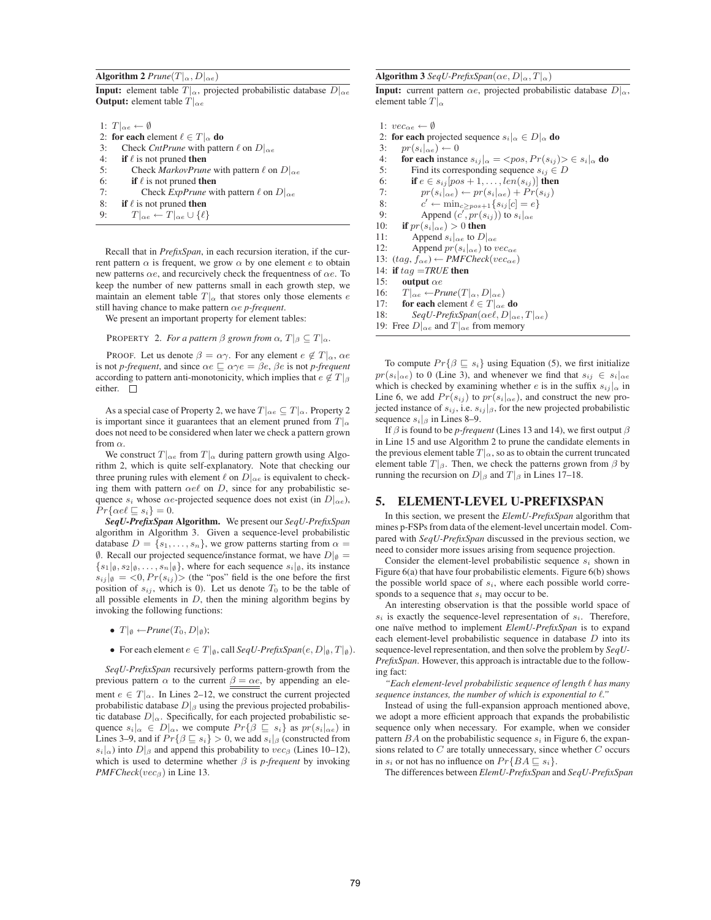**Algorithm 2** *Prune*($T|_\alpha, D|_{\alpha e}$)

**Input:** element table $T|_\alpha$, projected probabilistic database $D|_{\alpha e}$
**Output:** element table $T|_{\alpha e}$

```
1: T|αe ← ∅
2: for each element ℓ ∈ T|α do
3:    Check CntPrune with pattern ℓ on D|αe
4:    if ℓ is not pruned then
5:       Check MarkovPrune with pattern ℓ on D|αe
6:       if ℓ is not pruned then
7:          Check ExpPrune with pattern ℓ on D|αe
8:    if ℓ is not pruned then
9:       T|αe ← T|αe ∪ {ℓ}
```

Recall that in *PrefixSpan*, in each recursion iteration, if the current pattern $\alpha$ is frequent, we grow $\alpha$ by one element $e$ to obtain new patterns $\alpha e$, and recurcively check the frequentness of $\alpha e$. To keep the number of new patterns small in each growth step, we maintain an element table $T|_\alpha$ that stores only those elements $e$ still having chance to make pattern $\alpha e$ *p-frequent*.

We present an important property for element tables:

PROPERTY 2. *For a pattern $\beta$ grown from $\alpha$, $T|_\beta \subseteq T|_\alpha$.*

PROOF. Let us denote $\beta = \alpha\gamma$. For any element $e \notin T|_\alpha$, $\alpha e$ is not *p-frequent*, and since $\alpha e \sqsubseteq \alpha\gamma e = \beta e$, $\beta e$ is not *p-frequent* according to pattern anti-monotonicity, which implies that $e \notin T|_\beta$ either. □

As a special case of Property 2, we have $T|_{\alpha e} \subseteq T|_\alpha$. Property 2 is important since it guarantees that an element pruned from $T|_\alpha$ does not need to be considered when later we check a pattern grown from $\alpha$.

We construct $T|_{\alpha e}$ from $T|_\alpha$ during pattern growth using Algorithm 2, which is quite self-explanatory. Note that checking our three pruning rules with element $\ell$ on $D|_{\alpha e}$ is equivalent to checking them with pattern $\alpha e \ell$ on $D$, since for any probabilistic sequence $s_i$ whose $\alpha e$-projected sequence does not exist (in $D|_{\alpha e}$), $Pr\{\alpha e \ell \sqsubseteq s_i\} = 0$.

***SeqU-PrefixSpan* Algorithm.** We present our *SeqU-PrefixSpan* algorithm in Algorithm 3. Given a sequence-level probabilistic database $D = \{s_1, \ldots, s_n\}$, we grow patterns starting from $\alpha = \emptyset$. Recall our projected sequence/instance format, we have $D|_\emptyset = \{s_1|_\emptyset, s_2|_\emptyset, \ldots, s_n|_\emptyset\}$, where for each sequence $s_i|_\emptyset$, its instance $s_{ij}|_\emptyset = <0, Pr(s_{ij})>$ (the "pos" field is the one before the first position of $s_{ij}$, which is 0). Let us denote $T_0$ to be the table of all possible elements in $D$, then the mining algorithm begins by invoking the following functions:

- $T|_\emptyset \leftarrow$*Prune*($T_0, D|_\emptyset$);
- For each element $e \in T|_\emptyset$, call *SeqU-PrefixSpan*($e, D|_\emptyset, T|_\emptyset$).

*SeqU-PrefixSpan* recursively performs pattern-growth from the previous pattern $\alpha$ to the current $\underline{\underline{\beta = \alpha e}}$, by appending an element $e \in T|_\alpha$. In Lines 2–12, we construct the current projected probabilistic database $D|_\beta$ using the previous projected probabilistic database $D|_\alpha$. Specifically, for each projected probabilistic sequence $s_i|_\alpha \in D|_\alpha$, we compute $Pr\{\beta \sqsubseteq s_i\}$ as $pr(s_i|_{\alpha e})$ in Lines 3–9, and if $Pr\{\beta \sqsubseteq s_i\} > 0$, we add $s_i|_\beta$ (constructed from $s_i|_\alpha$) into $D|_\beta$ and append this probability to $vec_\beta$ (Lines 10–12), which is used to determine whether $\beta$ is *p-frequent* by invoking *PMFCheck*($vec_\beta$) in Line 13.

**Algorithm 3** *SeqU-PrefixSpan*($\alpha e, D|_\alpha, T|_\alpha$)

**Input:** current pattern $\alpha e$, projected probabilistic database $D|_\alpha$, element table $T|_\alpha$

```
1: vec_αe ← ∅
2: for each projected sequence s_i|α ∈ D|α do
3:    pr(s_i|αe) ← 0
4:    for each instance s_ij|α = <pos, Pr(s_ij)> ∈ s_i|α do
5:       Find its corresponding sequence s_ij ∈ D
6:       if e ∈ s_ij[pos + 1, ..., len(s_ij)] then
7:          pr(s_i|αe) ← pr(s_i|αe) + Pr(s_ij)
8:          c' ← min_{c≥pos+1}{s_ij[c] = e}
9:          Append (c', pr(s_ij)) to s_i|αe
10:   if pr(s_i|αe) > 0 then
11:      Append s_i|αe to D|αe
12:      Append pr(s_i|αe) to vec_αe
13: (tag, f_αe) ← PMFCheck(vec_αe)
14: if tag = TRUE then
15:    output αe
16:    T|αe ← Prune(T|α, D|αe)
17:    for each element ℓ ∈ T|αe do
18:       SeqU-PrefixSpan(αeℓ, D|αe, T|αe)
19: Free D|αe and T|αe from memory
```

To compute $Pr\{\beta \sqsubseteq s_i\}$ using Equation (5), we first initialize $pr(s_i|_{\alpha e})$ to 0 (Line 3), and whenever we find that $s_{ij} \in s_i|_{\alpha e}$ which is checked by examining whether $e$ is in the suffix $s_{ij}|_\alpha$ in Line 6, we add $Pr(s_{ij})$ to $pr(s_i|_{\alpha e})$, and construct the new projected instance of $s_{ij}$, i.e. $s_{ij}|_\beta$, for the new projected probabilistic sequence $s_i|_\beta$ in Lines 8–9.

If $\beta$ is found to be *p-frequent* (Lines 13 and 14), we first output $\beta$ in Line 15 and use Algorithm 2 to prune the candidate elements in the previous element table $T|_\alpha$, so as to obtain the current truncated element table $T|_\beta$. Then, we check the patterns grown from $\beta$ by running the recursion on $D|_\beta$ and $T|_\beta$ in Lines 17–18.

## 5. ELEMENT-LEVEL U-PREFIXSPAN

In this section, we present the *ElemU-PrefixSpan* algorithm that mines p-FSPs from data of the element-level uncertain model. Compared with *SeqU-PrefixSpan* discussed in the previous section, we need to consider more issues arising from sequence projection.

Consider the element-level probabilistic sequence $s_i$ shown in Figure 6(a) that have four probabilistic elements. Figure 6(b) shows the possible world space of $s_i$, where each possible world corresponds to a sequence that $s_i$ may occur to be.

An interesting observation is that the possible world space of $s_i$ is exactly the sequence-level representation of $s_i$. Therefore, one naïve method to implement *ElemU-PrefixSpan* is to expand each element-level probabilistic sequence in database $D$ into its sequence-level representation, and then solve the problem by *SeqU-PrefixSpan*. However, this approach is intractable due to the following fact:

*"Each element-level probabilistic sequence of length $\ell$ has many sequence instances, the number of which is exponential to $\ell$."*

Instead of using the full-expansion approach mentioned above, we adopt a more efficient approach that expands the probabilistic sequence only when necessary. For example, when we consider pattern $BA$ on the probabilistic sequence $s_i$ in Figure 6, the expansions related to $C$ are totally unnecessary, since whether $C$ occurs in $s_i$ or not has no influence on $Pr\{BA \sqsubseteq s_i\}$.

The differences between *ElemU-PrefixSpan* and *SeqU-PrefixSpan*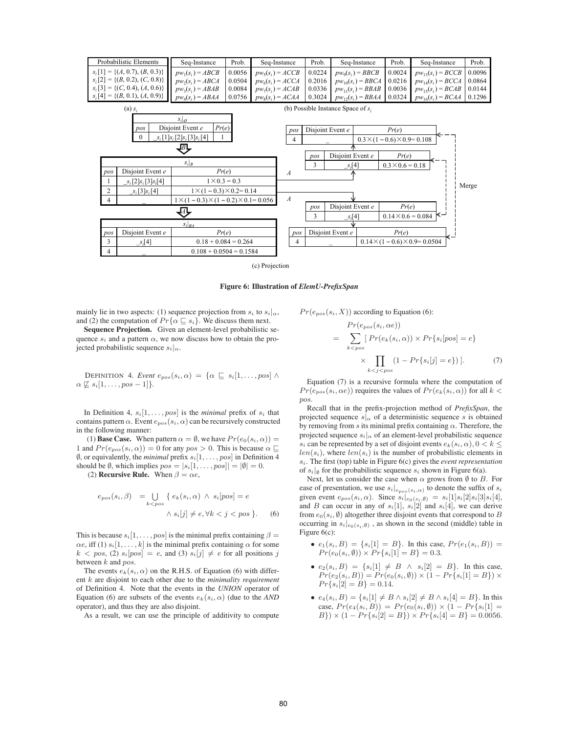(a) $s_i$

| Probabilistic Elements |
|---|
| $s_i[1] = \{(A, 0.7), (B, 0.3)\}$ |
| $s_i[2] = \{(B, 0.2), (C, 0.8)\}$ |
| $s_i[3] = \{(C, 0.4), (A, 0.6)\}$ |
| $s_i[4] = \{(B, 0.1), (A, 0.9)\}$ |

(b) Possible Instance Space of $s_i$

| Seq-Instance | Prob. | Seq-Instance | Prob. | Seq-Instance | Prob. | Seq-Instance | Prob. |
|---|---|---|---|---|---|---|---|
| $pw_1(s_i) = ABCB$ | 0.0056 | $pw_5(s_i) = ACCB$ | 0.0224 | $pw_9(s_i) = BBCB$ | 0.0024 | $pw_{13}(s_i) = BCCB$ | 0.0096 |
| $pw_2(s_i) = ABCA$ | 0.0504 | $pw_6(s_i) = ACCA$ | 0.2016 | $pw_{10}(s_i) = BBCA$ | 0.0216 | $pw_{14}(s_i) = BCCA$ | 0.0864 |
| $pw_3(s_i) = ABAB$ | 0.0084 | $pw_7(s_i) = ACAB$ | 0.0336 | $pw_{11}(s_i) = BBAB$ | 0.0036 | $pw_{15}(s_i) = BCAB$ | 0.0144 |
| $pw_4(s_i) = ABAA$ | 0.0756 | $pw_8(s_i) = ACAA$ | 0.3024 | $pw_{12}(s_i) = BBAA$ | 0.0324 | $pw_{16}(s_i) = BCAA$ | 0.1296 |

(c) Projection

$s_i|_\emptyset$

| pos | Disjoint Event $e$ | $Pr(e)$ |
|---|---|---|
| 0 | $\_s_i[1]s_i[2]s_i[3]s_i[4]$ | 1 |

$\Downarrow B$

$s_i|_B$

| pos | Disjoint Event $e$ | $Pr(e)$ |
|---|---|---|
| 1 | $\_s_i[2]s_i[3]s_i[4]$ | $1\times 0.3 = 0.3$ |
| 2 | $\_s_i[3]s_i[4]$ | $1\times(1-0.3)\times 0.2 = 0.14$ |
| 4 | $\_$ | $1\times(1-0.3)\times(1-0.2)\times 0.1 = 0.056$ |

From pos 1, $A$:

| pos | Disjoint Event $e$ | $Pr(e)$ |
|---|---|---|
| 3 | $\_s_i[4]$ | $0.3\times 0.6 = 0.18$ |
| 4 | $\_$ | $0.3\times(1-0.6)\times 0.9 = 0.108$ |

From pos 2, $A$:

| pos | Disjoint Event $e$ | $Pr(e)$ |
|---|---|---|
| 3 | $\_s_i[4]$ | $0.14\times 0.6 = 0.084$ |
| 4 | $\_$ | $0.14\times(1-0.6)\times 0.9 = 0.0504$ |

Merge $\Downarrow A$

$s_i|_{BA}$

| pos | Disjoint Event $e$ | $Pr(e)$ |
|---|---|---|
| 3 | $\_s_i[4]$ | $0.18 + 0.084 = 0.264$ |
| 4 | $\_$ | $0.108 + 0.0504 = 0.1584$ |

**Figure 6: Illustration of *ElemU-PrefixSpan***

mainly lie in two aspects: (1) sequence projection from $s_i$ to $s_i|_\alpha$, and (2) the computation of $Pr\{\alpha \sqsubseteq s_i\}$. We discuss them next.

**Sequence Projection.** Given an element-level probabilistic sequence $s_i$ and a pattern $\alpha$, we now discuss how to obtain the projected probabilistic sequence $s_i|_\alpha$.

DEFINITION 4. *Event* $e_{pos}(s_i, \alpha) = \{\alpha \sqsubseteq s_i[1,\ldots,pos] \wedge \alpha \not\sqsubseteq s_i[1,\ldots,pos-1]\}$.

In Definition 4, $s_i[1,\ldots,pos]$ is the *minimal* prefix of $s_i$ that contains pattern $\alpha$. Event $e_{pos}(s_i, \alpha)$ can be recursively constructed in the following manner:

(1) **Base Case.** When pattern $\alpha = \emptyset$, we have $Pr(e_0(s_i, \alpha)) = 1$ and $Pr(e_{pos}(s_i, \alpha)) = 0$ for any $pos > 0$. This is because $\alpha \sqsubseteq \emptyset$, or equivalently, the *minimal* prefix $s_i[1,\ldots,pos]$ in Definition 4 should be $\emptyset$, which implies $pos = |s_i[1,\ldots,pos]| = |\emptyset| = 0$.

(2) **Recursive Rule.** When $\beta = \alpha e$,

$$e_{pos}(s_i, \beta) = \bigcup_{k<pos} \{ e_k(s_i, \alpha) \wedge s_i[pos] = e \wedge s_i[j] \neq e, \forall k < j < pos \}. \quad (6)$$

This is because $s_i[1,\ldots,pos]$ is the minimal prefix containing $\beta = \alpha e$, iff (1) $s_i[1,\ldots,k]$ is the minimal prefix containing $\alpha$ for some $k < pos$, (2) $s_i[pos] = e$, and (3) $s_i[j] \neq e$ for all positions $j$ between $k$ and $pos$.

The events $e_k(s_i, \alpha)$ on the R.H.S. of Equation (6) with different $k$ are disjoint to each other due to the *minimality requirement* of Definition 4. Note that the events in the *UNION* operator of Equation (6) are subsets of the events $e_k(s_i, \alpha)$ (due to the *AND* operator), and thus they are also disjoint.

As a result, we can use the principle of additivity to compute $Pr(e_{pos}(s_i, X))$ according to Equation (6):

$$\begin{aligned} & Pr(e_{pos}(s_i, \alpha e)) \\ = & \sum_{k<pos} [\, Pr(e_k(s_i, \alpha)) \times Pr\{s_i[pos] = e\} \\ & \times \prod_{k<j<pos} (1 - Pr\{s_i[j] = e\}) \,]. \end{aligned} \quad (7)$$

Equation (7) is a recursive formula where the computation of $Pr(e_{pos}(s_i, \alpha e))$ requires the values of $Pr(e_k(s_i, \alpha))$ for all $k < pos$.

Recall that in the prefix-projection method of *PrefixSpan*, the projected sequence $s|_\alpha$ of a deterministic sequence $s$ is obtained by removing from $s$ its minimal prefix containing $\alpha$. Therefore, the projected sequence $s_i|_\alpha$ of an element-level probabilistic sequence $s_i$ can be represented by a set of disjoint events $e_k(s_i, \alpha), 0 < k \leq len(s_i)$, where $len(s_i)$ is the number of probabilistic elements in $s_i$. The first (top) table in Figure 6(c) gives the *event representation* of $s_i|_\emptyset$ for the probabilistic sequence $s_i$ shown in Figure 6(a).

Next, let us consider the case when $\alpha$ grows from $\emptyset$ to $B$. For ease of presentation, we use $s_i|_{e_{pos}(s_i,\alpha)}$ to denote the suffix of $s_i$ given event $e_{pos}(s_i, \alpha)$. Since $s_i|_{e_0(s_i,\emptyset)} = s_i[1]s_i[2]s_i[3]s_i[4]$, and $B$ can occur in any of $s_i[1]$, $s_i[2]$ and $s_i[4]$, we can derive from $e_0(s_i, \emptyset)$ altogether three disjoint events that correspond to $B$ occurring in $s_i|_{e_0(s_i,\emptyset)}$, as shown in the second (middle) table in Figure 6(c):

- $e_1(s_i, B) = \{s_i[1] = B\}$. In this case, $Pr(e_1(s_i, B)) = Pr(e_0(s_i, \emptyset)) \times Pr\{s_i[1] = B\} = 0.3$.
- $e_2(s_i, B) = \{s_i[1] \neq B \ \wedge \ s_i[2] = B\}$. In this case, $Pr(e_2(s_i, B)) = Pr(e_0(s_i, \emptyset)) \times (1 - Pr\{s_i[1] = B\}) \times Pr\{s_i[2] = B\} = 0.14$.
- $e_4(s_i, B) = \{s_i[1] \neq B \wedge s_i[2] \neq B \wedge s_i[4] = B\}$. In this case, $Pr(e_4(s_i, B)) = Pr(e_0(s_i, \emptyset)) \times (1 - Pr\{s_i[1] = B\}) \times (1 - Pr\{s_i[2] = B\}) \times Pr\{s_i[4] = B\} = 0.0056$.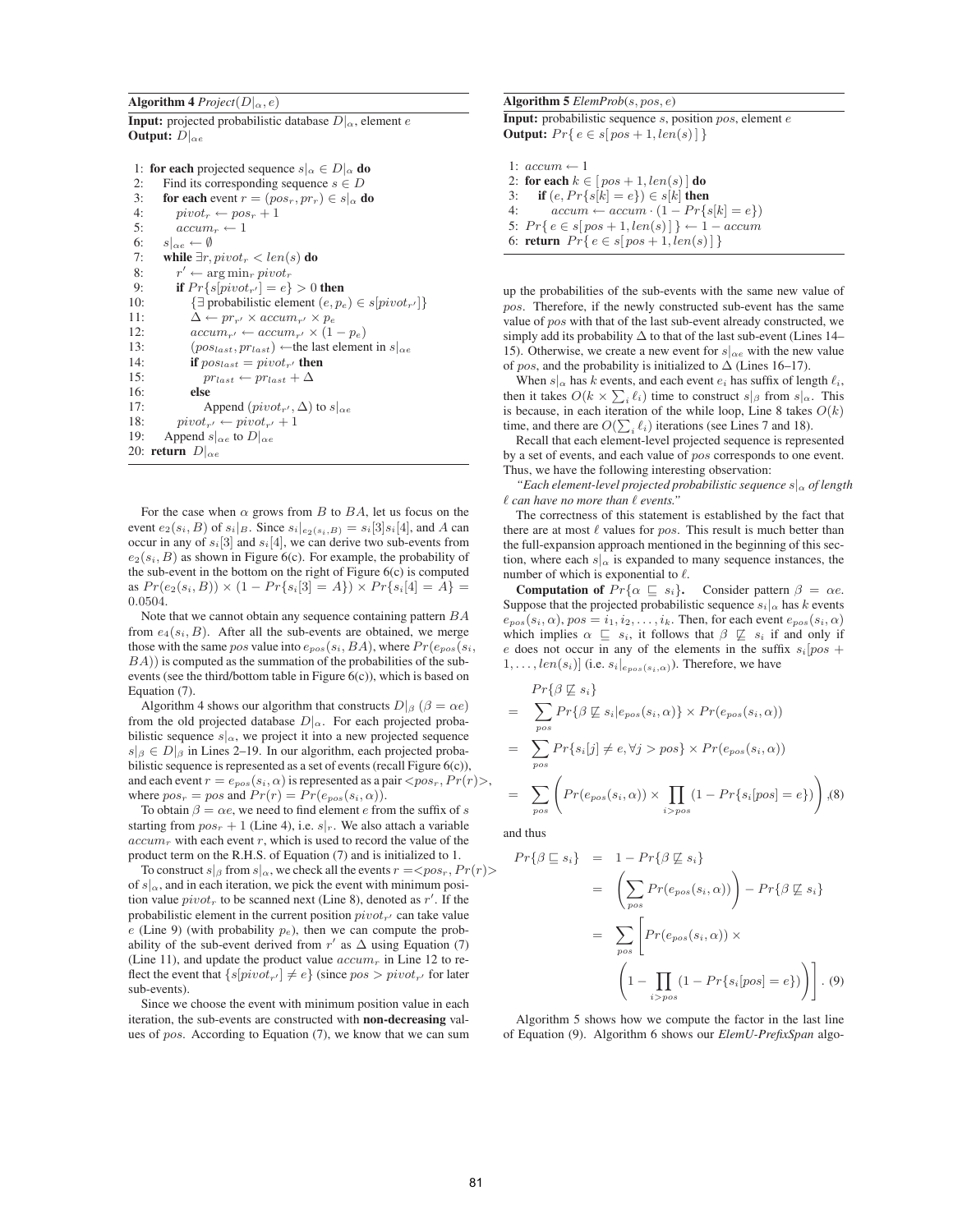**Algorithm 4** *Project*($D|_\alpha, e$)

**Input:** projected probabilistic database $D|_\alpha$, element $e$
**Output:** $D|_{\alpha e}$

```
1: for each projected sequence s|_α ∈ D|_α do
2:    Find its corresponding sequence s ∈ D
3:    for each event r = (pos_r, pr_r) ∈ s|_α do
4:       pivot_r ← pos_r + 1
5:       accum_r ← 1
6:    s|_αe ← ∅
7:    while ∃r, pivot_r < len(s) do
8:       r' ← arg min_r pivot_r
9:       if Pr{s[pivot_r'] = e} > 0 then
10:         {∃ probabilistic element (e, p_e) ∈ s[pivot_r']}
11:         Δ ← pr_r' × accum_r' × p_e
12:         accum_r' ← accum_r' × (1 − p_e)
13:         (pos_last, pr_last) ←the last element in s|_αe
14:         if pos_last = pivot_r' then
15:            pr_last ← pr_last + Δ
16:         else
17:            Append (pivot_r', Δ) to s|_αe
18:      pivot_r' ← pivot_r' + 1
19:   Append s|_αe to D|_αe
20: return D|_αe
```

For the case when $\alpha$ grows from $B$ to $BA$, let us focus on the event $e_2(s_i, B)$ of $s_i|_B$. Since $s_i|_{e_2(s_i,B)} = s_i[3]s_i[4]$, and $A$ can occur in any of $s_i[3]$ and $s_i[4]$, we can derive two sub-events from $e_2(s_i, B)$ as shown in Figure 6(c). For example, the probability of the sub-event in the bottom on the right of Figure 6(c) is computed as $Pr(e_2(s_i, B)) \times (1 - Pr\{s_i[3] = A\}) \times Pr\{s_i[4] = A\} = 0.0504$.

Note that we cannot obtain any sequence containing pattern $BA$ from $e_4(s_i, B)$. After all the sub-events are obtained, we merge those with the same $pos$ value into $e_{pos}(s_i, BA)$, where $Pr(e_{pos}(s_i, BA))$ is computed as the summation of the probabilities of the sub-events (see the third/bottom table in Figure 6(c)), which is based on Equation (7).

Algorithm 4 shows our algorithm that constructs $D|_\beta$ ($\beta = \alpha e$) from the old projected database $D|_\alpha$. For each projected probabilistic sequence $s|_\alpha$, we project it into a new projected sequence $s|_\beta \in D|_\beta$ in Lines 2–19. In our algorithm, each projected probabilistic sequence is represented as a set of events (recall Figure 6(c)), and each event $r = e_{pos}(s, \alpha)$ is represented as a pair $<pos_r, Pr(r)>$, where $pos_r = pos$ and $Pr(r) = Pr(e_{pos}(s, \alpha))$.

To obtain $\beta = \alpha e$, we need to find element $e$ from the suffix of $s$ starting from $pos_r + 1$ (Line 4), i.e. $s|_r$. We also attach a variable $accum_r$ with each event $r$, which is used to record the value of the product term on the R.H.S. of Equation (7) and is initialized to 1.

To construct $s|_\beta$ from $s|_\alpha$, we check all the events $r = <pos_r, Pr(r)>$ of $s|_\alpha$, and in each iteration, we pick the event with minimum position value $pivot_r$ to be scanned next (Line 8), denoted as $r'$. If the probabilistic element in the current position $pivot_{r'}$ can take value $e$ (Line 9) (with probability $p_e$), then we can compute the probability of the sub-event derived from $r'$ as $\Delta$ using Equation (7) (Line 11), and update the product value $accum_r$ in Line 12 to reflect the event that $\{s[pivot_{r'}] \neq e\}$ (since $pos > pivot_{r'}$ for later sub-events).

Since we choose the event with minimum position value in each iteration, the sub-events are constructed with **non-decreasing** values of $pos$. According to Equation (7), we know that we can sum up the probabilities of the sub-events with the same new value of $pos$. Therefore, if the newly constructed sub-event has the same value of $pos$ with that of the last sub-event already constructed, we simply add its probability $\Delta$ to that of the last sub-event (Lines 14–15). Otherwise, we create a new event for $s|_{\alpha e}$ with the new value of $pos$, and the probability is initialized to $\Delta$ (Lines 16–17).

When $s|_\alpha$ has $k$ events, and each event $e_i$ has suffix of length $\ell_i$, then it takes $O(k \times \sum_i \ell_i)$ time to construct $s|_\beta$ from $s|_\alpha$. This is because, in each iteration of the while loop, Line 8 takes $O(k)$ time, and there are $O(\sum_i \ell_i)$ iterations (see Lines 7 and 18).

Recall that each element-level projected sequence is represented by a set of events, and each value of $pos$ corresponds to one event. Thus, we have the following interesting observation:

*"Each element-level projected probabilistic sequence $s|_\alpha$ of length $\ell$ can have no more than $\ell$ events."*

The correctness of this statement is established by the fact that there are at most $\ell$ values for $pos$. This result is much better than the full-expansion approach mentioned in the beginning of this section, where each $s|_\alpha$ is expanded to many sequence instances, the number of which is exponential to $\ell$.

**Algorithm 5** *ElemProb*($s, pos, e$)

**Input:** probabilistic sequence $s$, position $pos$, element $e$
**Output:** $Pr\{\, e \in s[\, pos + 1, len(s)\,]\,\}$

```
1: accum ← 1
2: for each k ∈ [ pos + 1, len(s) ] do
3:    if (e, Pr{s[k] = e}) ∈ s[k] then
4:       accum ← accum · (1 − Pr{s[k] = e})
5: Pr{ e ∈ s[ pos + 1, len(s) ] } ← 1 − accum
6: return Pr{ e ∈ s[ pos + 1, len(s) ] }
```

**Computation of $Pr\{\alpha \sqsubseteq s_i\}$.** Consider pattern $\beta = \alpha e$. Suppose that the projected probabilistic sequence $s_i|_\alpha$ has $k$ events $e_{pos}(s_i, \alpha)$, $pos = i_1, i_2, \ldots, i_k$. Then, for each event $e_{pos}(s_i, \alpha)$ which implies $\alpha \sqsubseteq s_i$, it follows that $\beta \not\sqsubseteq s_i$ if and only if $e$ does not occur in any of the elements in the suffix $s_i[pos + 1, \ldots, len(s_i)]$ (i.e. $s_i|_{e_{pos}(s_i,\alpha)}$). Therefore, we have

$$
\begin{aligned}
& Pr\{\beta \not\sqsubseteq s_i\} \\
= & \sum_{pos} Pr\{\beta \not\sqsubseteq s_i | e_{pos}(s_i, \alpha)\} \times Pr(e_{pos}(s_i, \alpha)) \\
= & \sum_{pos} Pr\{s_i[j] \neq e, \forall j > pos\} \times Pr(e_{pos}(s_i, \alpha)) \\
= & \sum_{pos} \left( Pr(e_{pos}(s_i, \alpha)) \times \prod_{i > pos} (1 - Pr\{s_i[pos] = e\}) \right), \quad (8)
\end{aligned}
$$

and thus

$$
\begin{aligned}
Pr\{\beta \sqsubseteq s_i\} &= 1 - Pr\{\beta \not\sqsubseteq s_i\} \\
&= \left( \sum_{pos} Pr(e_{pos}(s_i, \alpha)) \right) - Pr\{\beta \not\sqsubseteq s_i\} \\
&= \sum_{pos} \Bigg[ Pr(e_{pos}(s_i, \alpha)) \times \\
&\qquad \left( 1 - \prod_{i > pos} (1 - Pr\{s_i[pos] = e\}) \right) \Bigg]. \quad (9)
\end{aligned}
$$

Algorithm 5 shows how we compute the factor in the last line of Equation (9). Algorithm 6 shows our *ElemU-PrefixSpan* algo-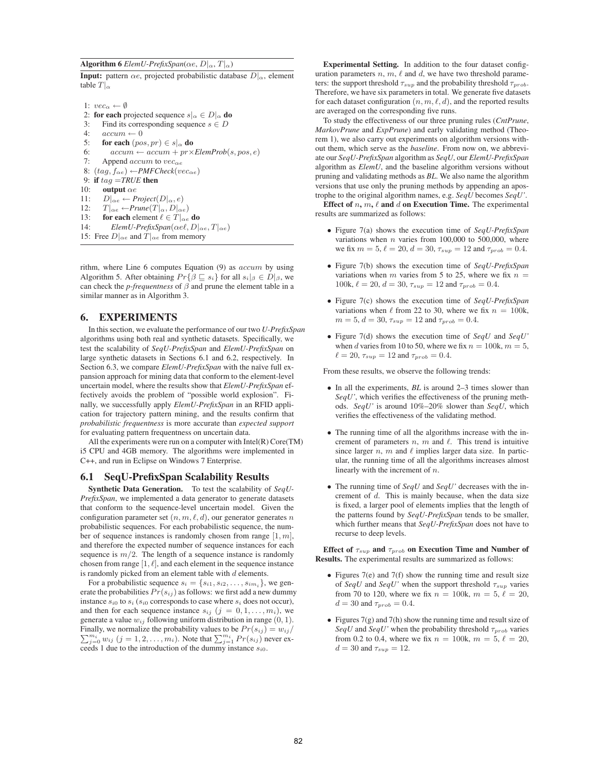**Algorithm 6** *ElemU-PrefixSpan*($\alpha e$, $D|_\alpha$, $T|_\alpha$)

**Input:** pattern $\alpha e$, projected probabilistic database $D|_\alpha$, element table $T|_\alpha$

```
1: vec_α ← ∅
2: for each projected sequence s|_α ∈ D|_α do
3:     Find its corresponding sequence s ∈ D
4:     accum ← 0
5:     for each (pos, pr) ∈ s|_α do
6:         accum ← accum + pr×ElemProb(s, pos, e)
7:     Append accum to vec_αe
8: (tag, f_αe) ←PMFCheck(vec_αe)
9: if tag = TRUE then
10:     output αe
11:     D|_αe ← Project(D|_α, e)
12:     T|_αe ←Prune(T|_α, D|_αe)
13:     for each element ℓ ∈ T|_αe do
14:         ElemU-PrefixSpan(αeℓ, D|_αe, T|_αe)
15: Free D|_αe and T|_αe from memory
```

rithm, where Line 6 computes Equation (9) as $accum$ by using Algorithm 5. After obtaining $Pr\{\beta \sqsubseteq s_i\}$ for all $s_i|_\beta \in D|_\beta$, we can check the *p-frequentness* of $\beta$ and prune the element table in a similar manner as in Algorithm 3.

# 6. EXPERIMENTS

In this section, we evaluate the performance of our two *U-PrefixSpan* algorithms using both real and synthetic datasets. Specifically, we test the scalability of *SeqU-PrefixSpan* and *ElemU-PrefixSpan* on large synthetic datasets in Sections 6.1 and 6.2, respectively. In Section 6.3, we compare *ElemU-PrefixSpan* with the naïve full expansion approach for mining data that conform to the element-level uncertain model, where the results show that *ElemU-PrefixSpan* effectively avoids the problem of "possible world explosion". Finally, we successfully apply *ElemU-PrefixSpan* in an RFID application for trajectory pattern mining, and the results confirm that *probabilistic frequentness* is more accurate than *expected support* for evaluating pattern frequentness on uncertain data.

All the experiments were run on a computer with Intel(R) Core(TM) i5 CPU and 4GB memory. The algorithms were implemented in C++, and run in Eclipse on Windows 7 Enterprise.

## 6.1 SeqU-PrefixSpan Scalability Results

**Synthetic Data Generation.** To test the scalability of *SeqU-PrefixSpan*, we implemented a data generator to generate datasets that conform to the sequence-level uncertain model. Given the configuration parameter set $(n, m, \ell, d)$, our generator generates $n$ probabilistic sequences. For each probabilistic sequence, the number of sequence instances is randomly chosen from range $[1, m]$, and therefore the expected number of sequence instances for each sequence is $m/2$. The length of a sequence instance is randomly chosen from range $[1, \ell]$, and each element in the sequence instance is randomly picked from an element table with $d$ elements.

For a probabilistic sequence $s_i = \{s_{i1}, s_{i2}, \ldots, s_{im_i}\}$, we generate the probabilities $Pr(s_{ij})$ as follows: we first add a new dummy instance $s_{i0}$ to $s_i$ ($s_{i0}$ corresponds to case where $s_i$ does not occur), and then for each sequence instance $s_{ij}$ $(j = 0, 1, \ldots, m_i)$, we generate a value $w_{ij}$ following uniform distribution in range $(0, 1)$. Finally, we normalize the probability values to be $Pr(s_{ij}) = w_{ij}/\sum_{j=0}^{m_i} w_{ij}$ $(j = 1, 2, \ldots, m_i)$. Note that $\sum_{j=1}^{m_i} Pr(s_{ij})$ never exceeds 1 due to the introduction of the dummy instance $s_{i0}$.

**Experimental Setting.** In addition to the four dataset configuration parameters $n$, $m$, $\ell$ and $d$, we have two threshold parameters: the support threshold $\tau_{sup}$ and the probability threshold $\tau_{prob}$. Therefore, we have six parameters in total. We generate five datasets for each dataset configuration $(n, m, \ell, d)$, and the reported results are averaged on the corresponding five runs.

To study the effectiveness of our three pruning rules (*CntPrune*, *MarkovPrune* and *ExpPrune*) and early validating method (Theorem 1), we also carry out experiments on algorithm versions without them, which serve as the *baseline*. From now on, we abbreviate our *SeqU-PrefixSpan* algorithm as *SeqU*, our *ElemU-PrefixSpan* algorithm as *ElemU*, and the baseline algorithm versions without pruning and validating methods as *BL*. We also name the algorithm versions that use only the pruning methods by appending an apostrophe to the original algorithm names, e.g. *SeqU* becomes *SeqU'*.

**Effect of $n$, $m$, $\ell$ and $d$ on Execution Time.** The experimental results are summarized as follows:

- Figure 7(a) shows the execution time of *SeqU-PrefixSpan* variations when $n$ varies from 100,000 to 500,000, where we fix $m = 5$, $\ell = 20$, $d = 30$, $\tau_{sup} = 12$ and $\tau_{prob} = 0.4$.
- Figure 7(b) shows the execution time of *SeqU-PrefixSpan* variations when $m$ varies from 5 to 25, where we fix $n =$ 100k, $\ell = 20$, $d = 30$, $\tau_{sup} = 12$ and $\tau_{prob} = 0.4$.
- Figure 7(c) shows the execution time of *SeqU-PrefixSpan* variations when $\ell$ from 22 to 30, where we fix $n =$ 100k, $m = 5$, $d = 30$, $\tau_{sup} = 12$ and $\tau_{prob} = 0.4$.
- Figure 7(d) shows the execution time of *SeqU* and *SeqU'* when $d$ varies from 10 to 50, where we fix $n =$ 100k, $m = 5$, $\ell = 20$, $\tau_{sup} = 12$ and $\tau_{prob} = 0.4$.

From these results, we observe the following trends:

- In all the experiments, *BL* is around 2–3 times slower than *SeqU'*, which verifies the effectiveness of the pruning methods. *SeqU'* is around 10%–20% slower than *SeqU*, which verifies the effectiveness of the validating method.
- The running time of all the algorithms increase with the increment of parameters $n$, $m$ and $\ell$. This trend is intuitive since larger $n$, $m$ and $\ell$ implies larger data size. In particular, the running time of all the algorithms increases almost linearly with the increment of $n$.
- The running time of *SeqU* and *SeqU'* decreases with the increment of $d$. This is mainly because, when the data size is fixed, a larger pool of elements implies that the length of the patterns found by *SeqU-PrefixSpan* tends to be smaller, which further means that *SeqU-PrefixSpan* does not have to recurse to deep levels.

**Effect of $\tau_{sup}$ and $\tau_{prob}$ on Execution Time and Number of Results.** The experimental results are summarized as follows:

- Figures 7(e) and 7(f) show the running time and result size of *SeqU* and *SeqU'* when the support threshold $\tau_{sup}$ varies from 70 to 120, where we fix $n =$ 100k, $m = 5$, $\ell = 20$, $d = 30$ and $\tau_{prob} = 0.4$.
- Figures 7(g) and 7(h) show the running time and result size of *SeqU* and *SeqU'* when the probability threshold $\tau_{prob}$ varies from 0.2 to 0.4, where we fix $n =$ 100k, $m = 5$, $\ell = 20$, $d = 30$ and $\tau_{sup} = 12$.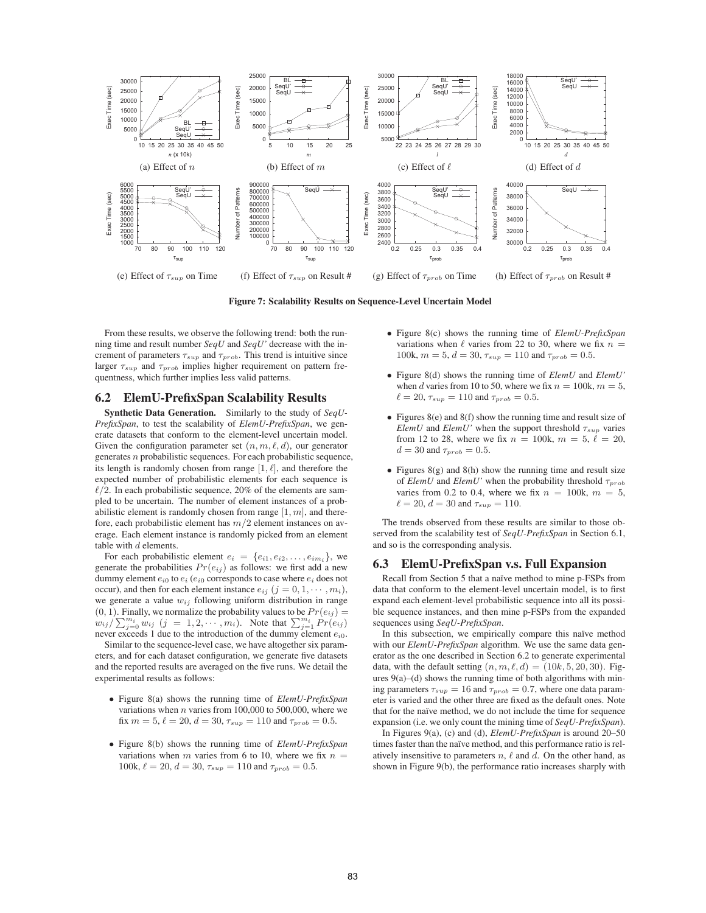(a) Effect of $n$ (b) Effect of $m$ (c) Effect of $\ell$ (d) Effect of $d$

(e) Effect of $\tau_{sup}$ on Time (f) Effect of $\tau_{sup}$ on Result # (g) Effect of $\tau_{prob}$ on Time (h) Effect of $\tau_{prob}$ on Result #

**Figure 7: Scalability Results on Sequence-Level Uncertain Model**

From these results, we observe the following trend: both the running time and result number *SeqU* and *SeqU'* decrease with the increment of parameters $\tau_{sup}$ and $\tau_{prob}$. This trend is intuitive since larger $\tau_{sup}$ and $\tau_{prob}$ implies higher requirement on pattern frequentness, which further implies less valid patterns.

## 6.2 ElemU-PrefixSpan Scalability Results

**Synthetic Data Generation.** Similarly to the study of *SeqU-PrefixSpan*, to test the scalability of *ElemU-PrefixSpan*, we generate datasets that conform to the element-level uncertain model. Given the configuration parameter set $(n, m, \ell, d)$, our generator generates $n$ probabilistic sequences. For each probabilistic sequence, its length is randomly chosen from range $[1, \ell]$, and therefore the expected number of probabilistic elements for each sequence is $\ell/2$. In each probabilistic sequence, 20% of the elements are sampled to be uncertain. The number of element instances of a probabilistic element is randomly chosen from range $[1, m]$, and therefore, each probabilistic element has $m/2$ element instances on average. Each element instance is randomly picked from an element table with $d$ elements.

For each probabilistic element $e_i = \{e_{i1}, e_{i2}, \ldots, e_{im_i}\}$, we generate the probabilities $Pr(e_{ij})$ as follows: we first add a new dummy element $e_{i0}$ to $e_i$ ($e_{i0}$ corresponds to case where $e_i$ does not occur), and then for each element instance $e_{ij}$ $(j = 0, 1, \cdots, m_i)$, we generate a value $w_{ij}$ following uniform distribution in range $(0, 1)$. Finally, we normalize the probability values to be $Pr(e_{ij}) = w_{ij}/\sum_{j=0}^{m_i} w_{ij}$ $(j = 1, 2, \cdots, m_i)$. Note that $\sum_{j=1}^{m_i} Pr(e_{ij})$ never exceeds 1 due to the introduction of the dummy element $e_{i0}$.

Similar to the sequence-level case, we have altogether six parameters, and for each dataset configuration, we generate five datasets and the reported results are averaged on the five runs. We detail the experimental results as follows:

- Figure 8(a) shows the running time of *ElemU-PrefixSpan* variations when $n$ varies from 100,000 to 500,000, where we fix $m = 5$, $\ell = 20$, $d = 30$, $\tau_{sup} = 110$ and $\tau_{prob} = 0.5$.
- Figure 8(b) shows the running time of *ElemU-PrefixSpan* variations when $m$ varies from 6 to 10, where we fix $n = 100\text{k}$, $\ell = 20$, $d = 30$, $\tau_{sup} = 110$ and $\tau_{prob} = 0.5$.
- Figure 8(c) shows the running time of *ElemU-PrefixSpan* variations when $\ell$ varies from 22 to 30, where we fix $n = 100\text{k}$, $m = 5$, $d = 30$, $\tau_{sup} = 110$ and $\tau_{prob} = 0.5$.
- Figure 8(d) shows the running time of *ElemU* and *ElemU'* when $d$ varies from 10 to 50, where we fix $n = 100\text{k}$, $m = 5$, $\ell = 20$, $\tau_{sup} = 110$ and $\tau_{prob} = 0.5$.
- Figures 8(e) and 8(f) show the running time and result size of *ElemU* and *ElemU'* when the support threshold $\tau_{sup}$ varies from 12 to 28, where we fix $n = 100\text{k}$, $m = 5$, $\ell = 20$, $d = 30$ and $\tau_{prob} = 0.5$.
- Figures 8(g) and 8(h) show the running time and result size of *ElemU* and *ElemU'* when the probability threshold $\tau_{prob}$ varies from 0.2 to 0.4, where we fix $n = 100\text{k}$, $m = 5$, $\ell = 20$, $d = 30$ and $\tau_{sup} = 110$.

The trends observed from these results are similar to those observed from the scalability test of *SeqU-PrefixSpan* in Section 6.1, and so is the corresponding analysis.

## 6.3 ElemU-PrefixSpan v.s. Full Expansion

Recall from Section 5 that a naïve method to mine p-FSPs from data that conform to the element-level uncertain model, is to first expand each element-level probabilistic sequence into all its possible sequence instances, and then mine p-FSPs from the expanded sequences using *SeqU-PrefixSpan*.

In this subsection, we empirically compare this naïve method with our *ElemU-PrefixSpan* algorithm. We use the same data generator as the one described in Section 6.2 to generate experimental data, with the default setting $(n, m, \ell, d) = (10k, 5, 20, 30)$. Figures 9(a)–(d) shows the running time of both algorithms with mining parameters $\tau_{sup} = 16$ and $\tau_{prob} = 0.7$, where one data parameter is varied and the other three are fixed as the default ones. Note that for the naïve method, we do not include the time for sequence expansion (i.e. we only count the mining time of *SeqU-PrefixSpan*).

In Figures 9(a), (c) and (d), *ElemU-PrefixSpan* is around 20–50 times faster than the naïve method, and this performance ratio is relatively insensitive to parameters $n$, $\ell$ and $d$. On the other hand, as shown in Figure 9(b), the performance ratio increases sharply with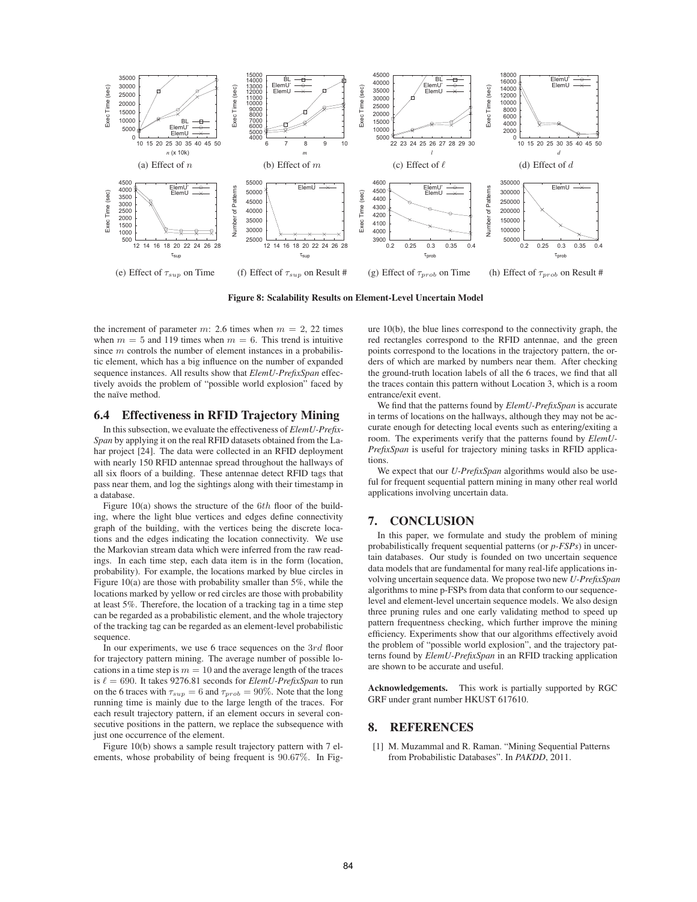(a) Effect of $n$

(b) Effect of $m$

(c) Effect of $\ell$

(d) Effect of $d$

(e) Effect of $\tau_{sup}$ on Time

(f) Effect of $\tau_{sup}$ on Result #

(g) Effect of $\tau_{prob}$ on Time

(h) Effect of $\tau_{prob}$ on Result #

**Figure 8: Scalability Results on Element-Level Uncertain Model**

the increment of parameter $m$: 2.6 times when $m = 2$, 22 times when $m = 5$ and 119 times when $m = 6$. This trend is intuitive since $m$ controls the number of element instances in a probabilistic element, which has a big influence on the number of expanded sequence instances. All results show that *ElemU-PrefixSpan* effectively avoids the problem of "possible world explosion" faced by the naïve method.

## 6.4 Effectiveness in RFID Trajectory Mining

In this subsection, we evaluate the effectiveness of *ElemU-PrefixSpan* by applying it on the real RFID datasets obtained from the Lahar project [24]. The data were collected in an RFID deployment with nearly 150 RFID antennae spread throughout the hallways of all six floors of a building. These antennae detect RFID tags that pass near them, and log the sightings along with their timestamp in a database.

Figure 10(a) shows the structure of the $6th$ floor of the building, where the light blue vertices and edges define connectivity graph of the building, with the vertices being the discrete locations and the edges indicating the location connectivity. We use the Markovian stream data which were inferred from the raw readings. In each time step, each data item is in the form (location, probability). For example, the locations marked by blue circles in Figure 10(a) are those with probability smaller than 5%, while the locations marked by yellow or red circles are those with probability at least 5%. Therefore, the location of a tracking tag in a time step can be regarded as a probabilistic element, and the whole trajectory of the tracking tag can be regarded as an element-level probabilistic sequence.

In our experiments, we use 6 trace sequences on the $3rd$ floor for trajectory pattern mining. The average number of possible locations in a time step is $m = 10$ and the average length of the traces is $\ell = 690$. It takes 9276.81 seconds for *ElemU-PrefixSpan* to run on the 6 traces with $\tau_{sup} = 6$ and $\tau_{prob} = 90\%$. Note that the long running time is mainly due to the large length of the traces. For each result trajectory pattern, if an element occurs in several consecutive positions in the pattern, we replace the subsequence with just one occurrence of the element.

Figure 10(b) shows a sample result trajectory pattern with 7 elements, whose probability of being frequent is $90.67\%$. In Figure 10(b), the blue lines correspond to the connectivity graph, the red rectangles correspond to the RFID antennae, and the green points correspond to the locations in the trajectory pattern, the orders of which are marked by numbers near them. After checking the ground-truth location labels of all the 6 traces, we find that all the traces contain this pattern without Location 3, which is a room entrance/exit event.

We find that the patterns found by *ElemU-PrefixSpan* is accurate in terms of locations on the hallways, although they may not be accurate enough for detecting local events such as entering/exiting a room. The experiments verify that the patterns found by *ElemU-PrefixSpan* is useful for trajectory mining tasks in RFID applications.

We expect that our *U-PrefixSpan* algorithms would also be useful for frequent sequential pattern mining in many other real world applications involving uncertain data.

# 7. CONCLUSION

In this paper, we formulate and study the problem of mining probabilistically frequent sequential patterns (or *p-FSPs*) in uncertain databases. Our study is founded on two uncertain sequence data models that are fundamental for many real-life applications involving uncertain sequence data. We propose two new *U-PrefixSpan* algorithms to mine p-FSPs from data that conform to our sequence-level and element-level uncertain sequence models. We also design three pruning rules and one early validating method to speed up pattern frequentness checking, which further improve the mining efficiency. Experiments show that our algorithms effectively avoid the problem of "possible world explosion", and the trajectory patterns found by *ElemU-PrefixSpan* in an RFID tracking application are shown to be accurate and useful.

**Acknowledgements.** This work is partially supported by RGC GRF under grant number HKUST 617610.

# 8. REFERENCES

[1] M. Muzammal and R. Raman. "Mining Sequential Patterns from Probabilistic Databases". In *PAKDD*, 2011.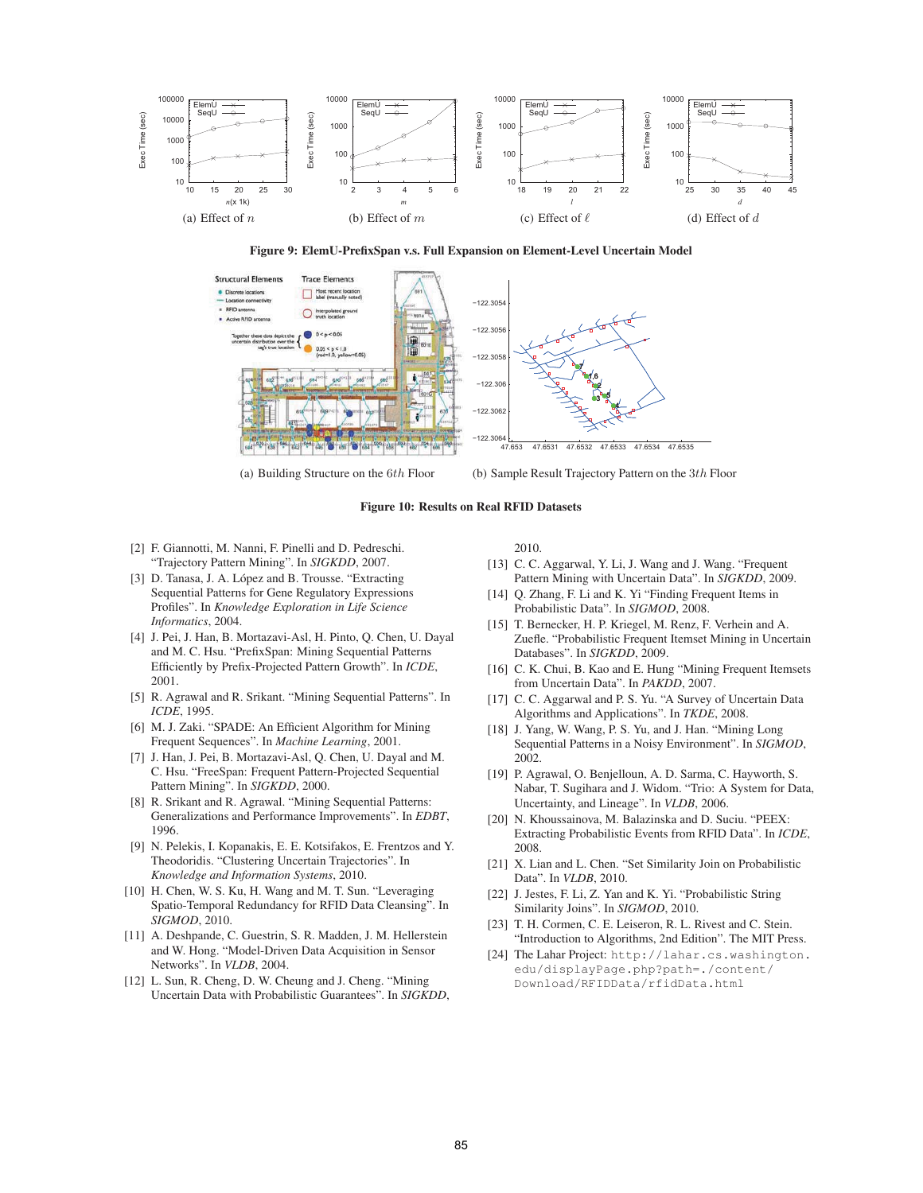100000
10000
1000
100
10
Exec Time (sec)
ElemU
SeqU
10 15 20 25 30
$n$(x 1k)

(a) Effect of $n$

10000
1000
100
10
Exec Time (sec)
ElemU
SeqU
2 3 4 5 6
$m$

(b) Effect of $m$

10000
1000
100
10
Exec Time (sec)
ElemU
SeqU
18 19 20 21 22
$l$

(c) Effect of $\ell$

10000
1000
100
10
Exec Time (sec)
ElemU
SeqU
25 30 35 40 45
$d$

(d) Effect of $d$

**Figure 9: ElemU-PrefixSpan v.s. Full Expansion on Element-Level Uncertain Model**

(a) Building Structure on the $6th$ Floor

(b) Sample Result Trajectory Pattern on the $3th$ Floor

**Figure 10: Results on Real RFID Datasets**

[2] F. Giannotti, M. Nanni, F. Pinelli and D. Pedreschi. "Trajectory Pattern Mining". In *SIGKDD*, 2007.

[3] D. Tanasa, J. A. López and B. Trousse. "Extracting Sequential Patterns for Gene Regulatory Expressions Profiles". In *Knowledge Exploration in Life Science Informatics*, 2004.

[4] J. Pei, J. Han, B. Mortazavi-Asl, H. Pinto, Q. Chen, U. Dayal and M. C. Hsu. "PrefixSpan: Mining Sequential Patterns Efficiently by Prefix-Projected Pattern Growth". In *ICDE*, 2001.

[5] R. Agrawal and R. Srikant. "Mining Sequential Patterns". In *ICDE*, 1995.

[6] M. J. Zaki. "SPADE: An Efficient Algorithm for Mining Frequent Sequences". In *Machine Learning*, 2001.

[7] J. Han, J. Pei, B. Mortazavi-Asl, Q. Chen, U. Dayal and M. C. Hsu. "FreeSpan: Frequent Pattern-Projected Sequential Pattern Mining". In *SIGKDD*, 2000.

[8] R. Srikant and R. Agrawal. "Mining Sequential Patterns: Generalizations and Performance Improvements". In *EDBT*, 1996.

[9] N. Pelekis, I. Kopanakis, E. E. Kotsifakos, E. Frentzos and Y. Theodoridis. "Clustering Uncertain Trajectories". In *Knowledge and Information Systems*, 2010.

[10] H. Chen, W. S. Ku, H. Wang and M. T. Sun. "Leveraging Spatio-Temporal Redundancy for RFID Data Cleansing". In *SIGMOD*, 2010.

[11] A. Deshpande, C. Guestrin, S. R. Madden, J. M. Hellerstein and W. Hong. "Model-Driven Data Acquisition in Sensor Networks". In *VLDB*, 2004.

[12] L. Sun, R. Cheng, D. W. Cheung and J. Cheng. "Mining Uncertain Data with Probabilistic Guarantees". In *SIGKDD*, 2010.

[13] C. C. Aggarwal, Y. Li, J. Wang and J. Wang. "Frequent Pattern Mining with Uncertain Data". In *SIGKDD*, 2009.

[14] Q. Zhang, F. Li and K. Yi "Finding Frequent Items in Probabilistic Data". In *SIGMOD*, 2008.

[15] T. Bernecker, H. P. Kriegel, M. Renz, F. Verhein and A. Zuefle. "Probabilistic Frequent Itemset Mining in Uncertain Databases". In *SIGKDD*, 2009.

[16] C. K. Chui, B. Kao and E. Hung "Mining Frequent Itemsets from Uncertain Data". In *PAKDD*, 2007.

[17] C. C. Aggarwal and P. S. Yu. "A Survey of Uncertain Data Algorithms and Applications". In *TKDE*, 2008.

[18] J. Yang, W. Wang, P. S. Yu, and J. Han. "Mining Long Sequential Patterns in a Noisy Environment". In *SIGMOD*, 2002.

[19] P. Agrawal, O. Benjelloun, A. D. Sarma, C. Hayworth, S. Nabar, T. Sugihara and J. Widom. "Trio: A System for Data, Uncertainty, and Lineage". In *VLDB*, 2006.

[20] N. Khoussainova, M. Balazinska and D. Suciu. "PEEX: Extracting Probabilistic Events from RFID Data". In *ICDE*, 2008.

[21] X. Lian and L. Chen. "Set Similarity Join on Probabilistic Data". In *VLDB*, 2010.

[22] J. Jestes, F. Li, Z. Yan and K. Yi. "Probabilistic String Similarity Joins". In *SIGMOD*, 2010.

[23] T. H. Cormen, C. E. Leiseron, R. L. Rivest and C. Stein. "Introduction to Algorithms, 2nd Edition". The MIT Press.

[24] The Lahar Project: `http://lahar.cs.washington.edu/displayPage.php?path=./content/Download/RFIDData/rfidData.html`